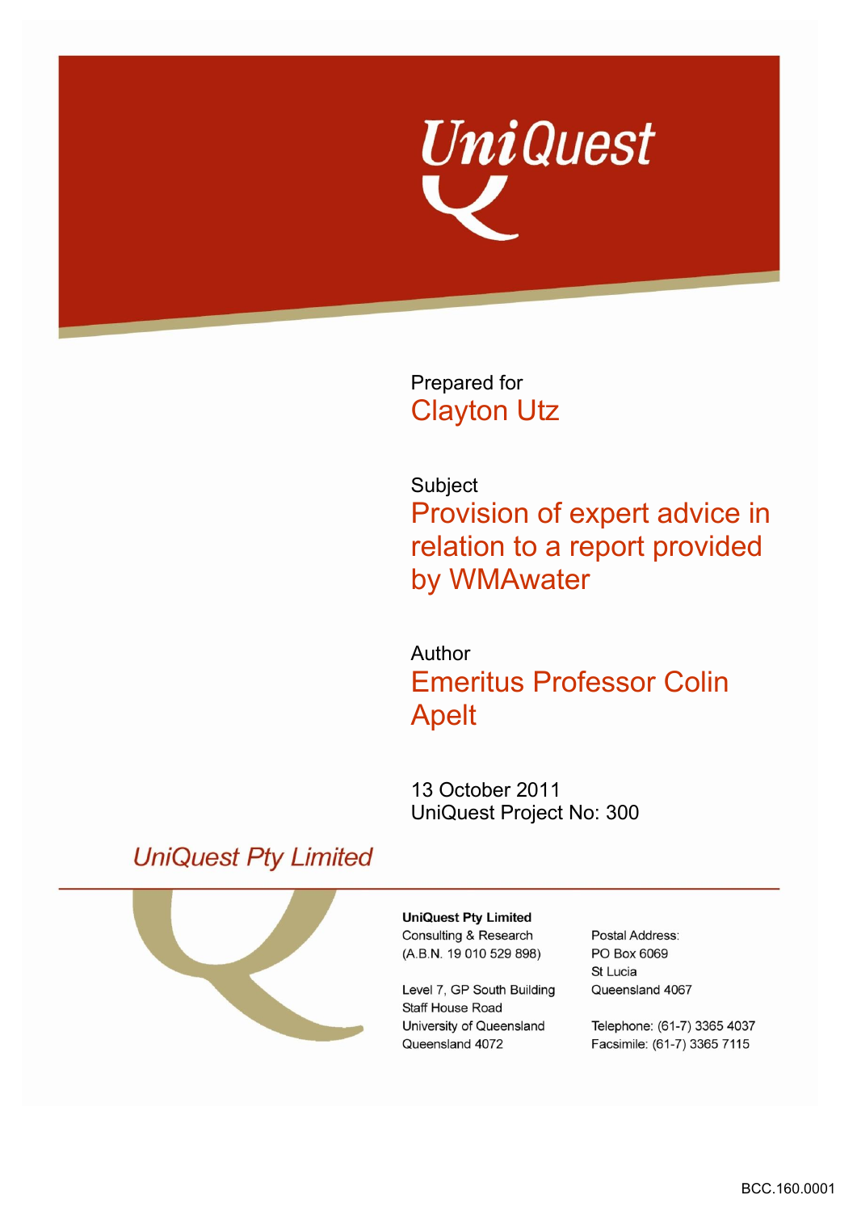UniQuest

Prepared for

Clayton Utz

Subject

Provision of expert advice in relation to a report provided by WMAwater

Author

Emeritus Professor Colin Apelt

13 October 2011

UniQuest Project No: 300

*UniQuest Pty Limited*

**UniQuest Pty Limited**
Consulting & Research
(A.B.N. 19 010 529 898)

Level 7, GP South Building
Staff House Road
University of Queensland
Queensland 4072

Postal Address:
PO Box 6069
St Lucia
Queensland 4067

Telephone: (61-7) 3365 4037
Facsimile: (61-7) 3365 7115

BCC.160.0001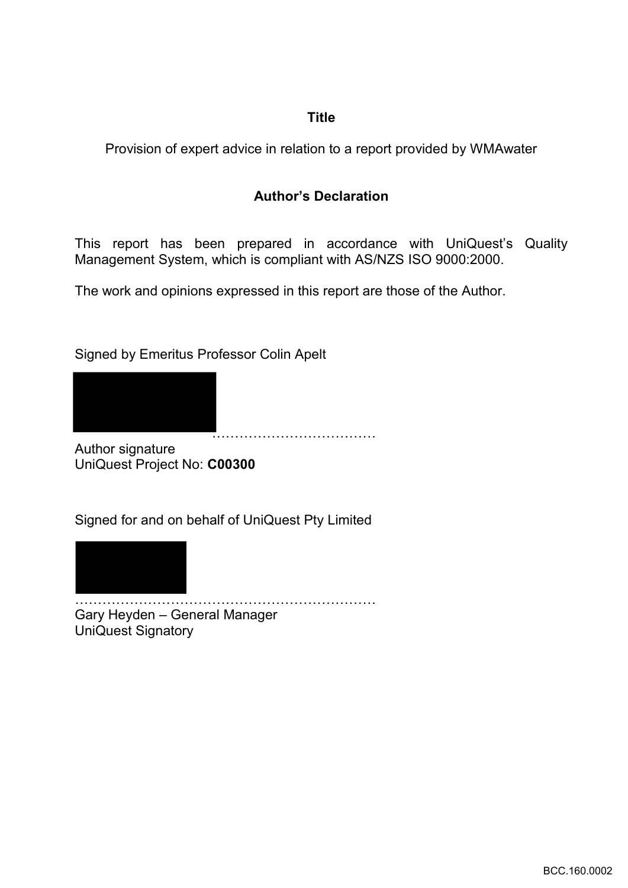**Title**

Provision of expert advice in relation to a report provided by WMAwater

**Author's Declaration**

This report has been prepared in accordance with UniQuest's Quality Management System, which is compliant with AS/NZS ISO 9000:2000.

The work and opinions expressed in this report are those of the Author.

Signed by Emeritus Professor Colin Apelt

………………………………

Author signature
UniQuest Project No: **C00300**

Signed for and on behalf of UniQuest Pty Limited

…………………………………………………………

Gary Heyden – General Manager
UniQuest Signatory

BCC.160.0002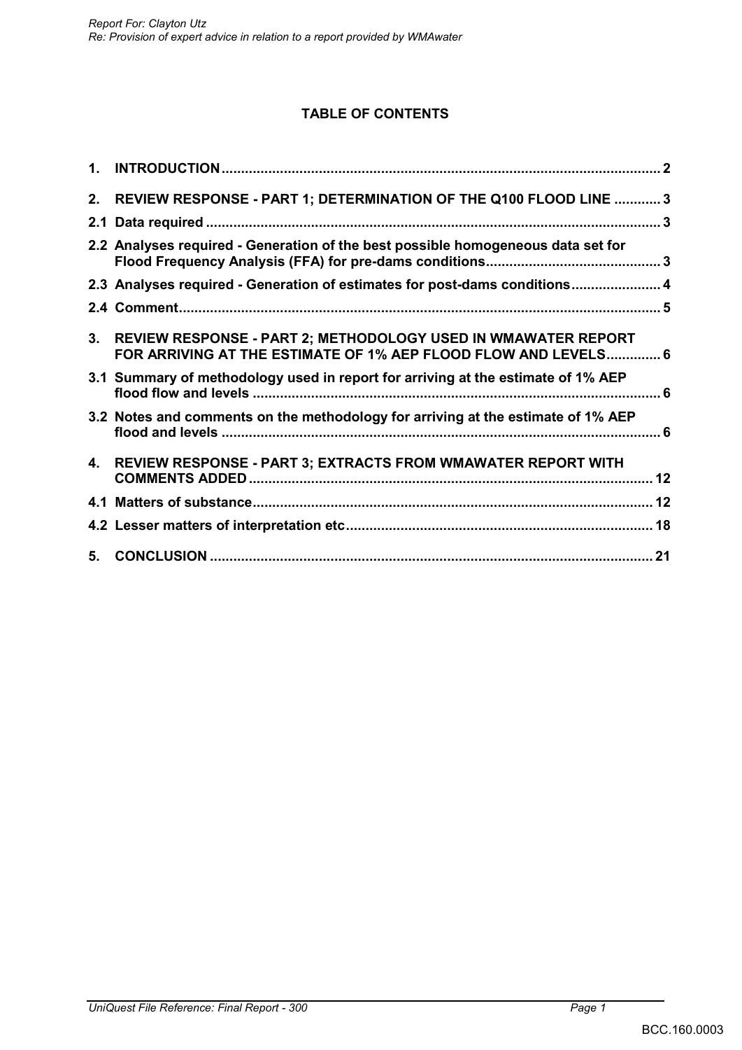**TABLE OF CONTENTS**

| | | |
|---|---|---|
| **1.** | **INTRODUCTION** | **2** |
| **2.** | **REVIEW RESPONSE - PART 1; DETERMINATION OF THE Q100 FLOOD LINE** | **3** |
| **2.1** | **Data required** | **3** |
| **2.2** | **Analyses required - Generation of the best possible homogeneous data set for Flood Frequency Analysis (FFA) for pre-dams conditions** | **3** |
| **2.3** | **Analyses required - Generation of estimates for post-dams conditions** | **4** |
| **2.4** | **Comment** | **5** |
| **3.** | **REVIEW RESPONSE - PART 2; METHODOLOGY USED IN WMAWATER REPORT FOR ARRIVING AT THE ESTIMATE OF 1% AEP FLOOD FLOW AND LEVELS** | **6** |
| **3.1** | **Summary of methodology used in report for arriving at the estimate of 1% AEP flood flow and levels** | **6** |
| **3.2** | **Notes and comments on the methodology for arriving at the estimate of 1% AEP flood and levels** | **6** |
| **4.** | **REVIEW RESPONSE - PART 3; EXTRACTS FROM WMAWATER REPORT WITH COMMENTS ADDED** | **12** |
| **4.1** | **Matters of substance** | **12** |
| **4.2** | **Lesser matters of interpretation etc** | **18** |
| **5.** | **CONCLUSION** | **21** |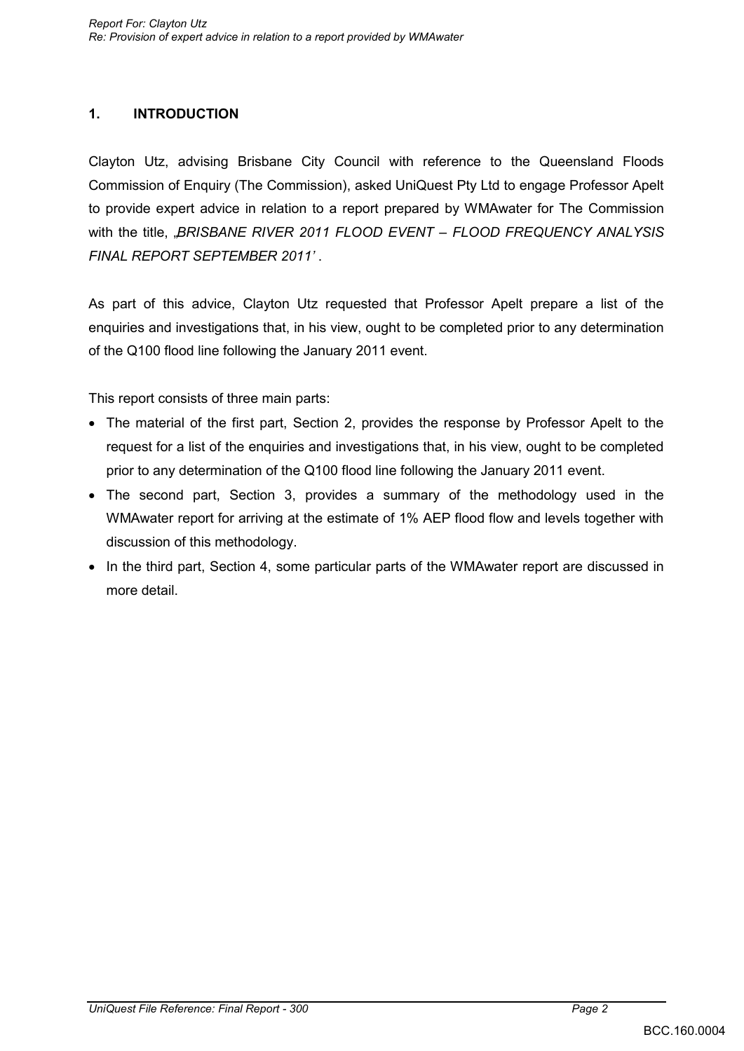## 1. INTRODUCTION

Clayton Utz, advising Brisbane City Council with reference to the Queensland Floods Commission of Enquiry (The Commission), asked UniQuest Pty Ltd to engage Professor Apelt to provide expert advice in relation to a report prepared by WMAwater for The Commission with the title, „*BRISBANE RIVER 2011 FLOOD EVENT – FLOOD FREQUENCY ANALYSIS FINAL REPORT SEPTEMBER 2011'* .

As part of this advice, Clayton Utz requested that Professor Apelt prepare a list of the enquiries and investigations that, in his view, ought to be completed prior to any determination of the Q100 flood line following the January 2011 event.

This report consists of three main parts:

- The material of the first part, Section 2, provides the response by Professor Apelt to the request for a list of the enquiries and investigations that, in his view, ought to be completed prior to any determination of the Q100 flood line following the January 2011 event.
- The second part, Section 3, provides a summary of the methodology used in the WMAwater report for arriving at the estimate of 1% AEP flood flow and levels together with discussion of this methodology.
- In the third part, Section 4, some particular parts of the WMAwater report are discussed in more detail.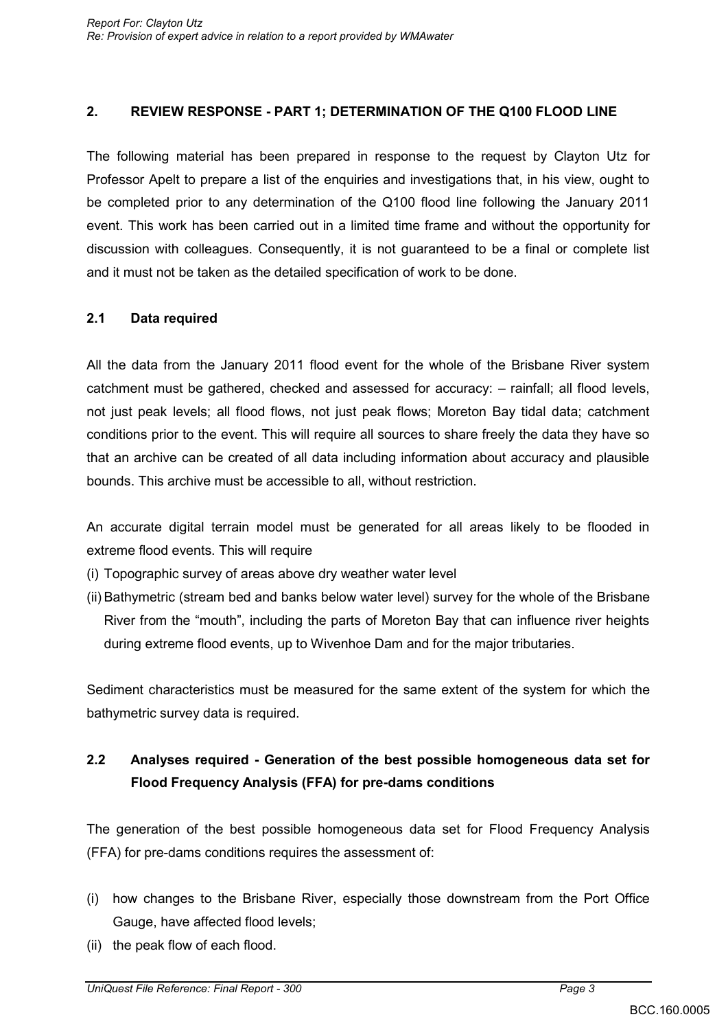## 2. REVIEW RESPONSE - PART 1; DETERMINATION OF THE Q100 FLOOD LINE

The following material has been prepared in response to the request by Clayton Utz for Professor Apelt to prepare a list of the enquiries and investigations that, in his view, ought to be completed prior to any determination of the Q100 flood line following the January 2011 event. This work has been carried out in a limited time frame and without the opportunity for discussion with colleagues. Consequently, it is not guaranteed to be a final or complete list and it must not be taken as the detailed specification of work to be done.

### 2.1 Data required

All the data from the January 2011 flood event for the whole of the Brisbane River system catchment must be gathered, checked and assessed for accuracy: – rainfall; all flood levels, not just peak levels; all flood flows, not just peak flows; Moreton Bay tidal data; catchment conditions prior to the event. This will require all sources to share freely the data they have so that an archive can be created of all data including information about accuracy and plausible bounds. This archive must be accessible to all, without restriction.

An accurate digital terrain model must be generated for all areas likely to be flooded in extreme flood events. This will require

(i) Topographic survey of areas above dry weather water level

(ii) Bathymetric (stream bed and banks below water level) survey for the whole of the Brisbane River from the "mouth", including the parts of Moreton Bay that can influence river heights during extreme flood events, up to Wivenhoe Dam and for the major tributaries.

Sediment characteristics must be measured for the same extent of the system for which the bathymetric survey data is required.

### 2.2 Analyses required - Generation of the best possible homogeneous data set for Flood Frequency Analysis (FFA) for pre-dams conditions

The generation of the best possible homogeneous data set for Flood Frequency Analysis (FFA) for pre-dams conditions requires the assessment of:

(i) how changes to the Brisbane River, especially those downstream from the Port Office Gauge, have affected flood levels;

(ii) the peak flow of each flood.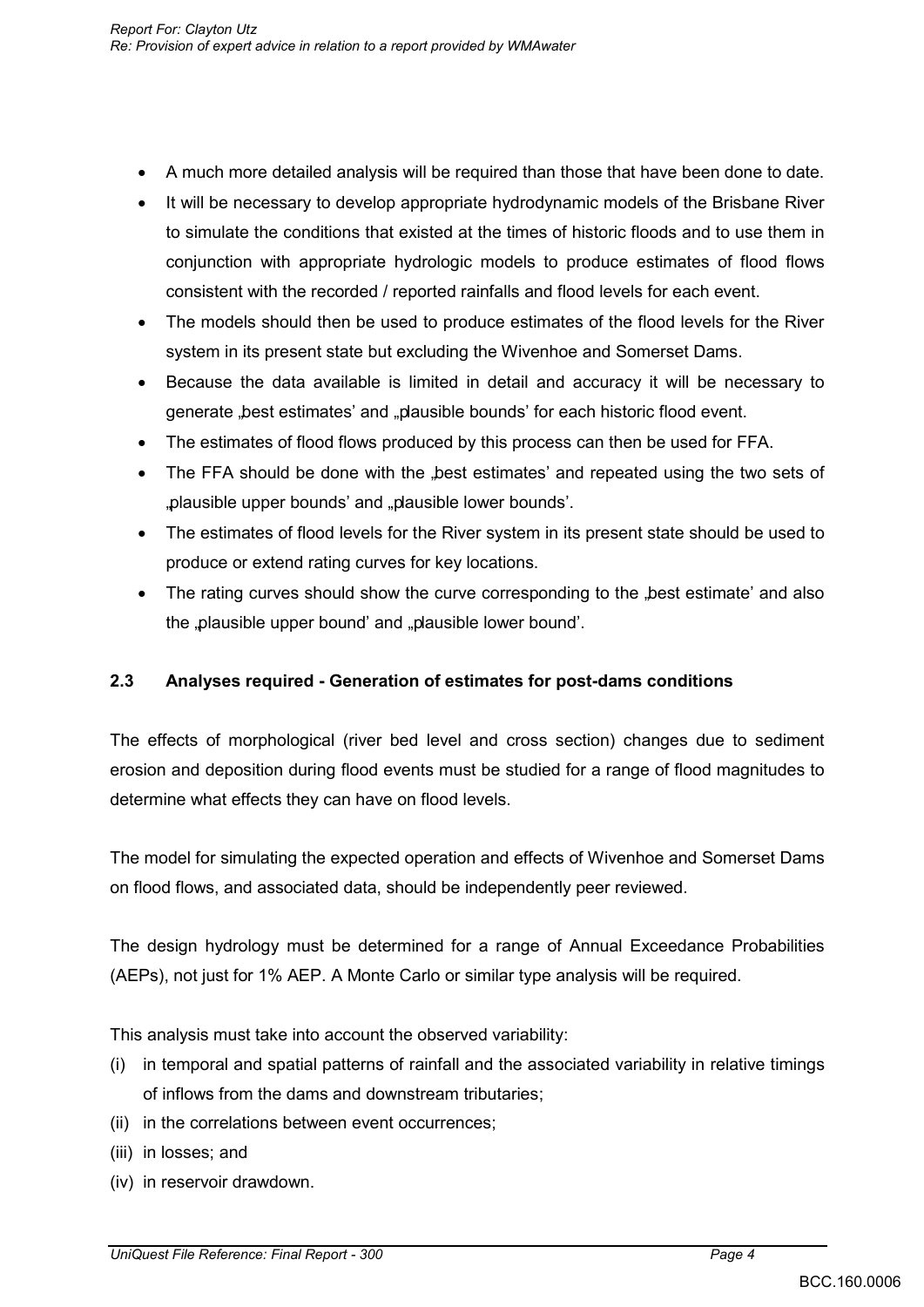- A much more detailed analysis will be required than those that have been done to date.
- It will be necessary to develop appropriate hydrodynamic models of the Brisbane River to simulate the conditions that existed at the times of historic floods and to use them in conjunction with appropriate hydrologic models to produce estimates of flood flows consistent with the recorded / reported rainfalls and flood levels for each event.
- The models should then be used to produce estimates of the flood levels for the River system in its present state but excluding the Wivenhoe and Somerset Dams.
- Because the data available is limited in detail and accuracy it will be necessary to generate „best estimates' and „plausible bounds' for each historic flood event.
- The estimates of flood flows produced by this process can then be used for FFA.
- The FFA should be done with the „best estimates' and repeated using the two sets of „plausible upper bounds' and „plausible lower bounds'.
- The estimates of flood levels for the River system in its present state should be used to produce or extend rating curves for key locations.
- The rating curves should show the curve corresponding to the „best estimate' and also the „plausible upper bound' and „plausible lower bound'.

### 2.3 Analyses required - Generation of estimates for post-dams conditions

The effects of morphological (river bed level and cross section) changes due to sediment erosion and deposition during flood events must be studied for a range of flood magnitudes to determine what effects they can have on flood levels.

The model for simulating the expected operation and effects of Wivenhoe and Somerset Dams on flood flows, and associated data, should be independently peer reviewed.

The design hydrology must be determined for a range of Annual Exceedance Probabilities (AEPs), not just for 1% AEP. A Monte Carlo or similar type analysis will be required.

This analysis must take into account the observed variability:

(i) in temporal and spatial patterns of rainfall and the associated variability in relative timings of inflows from the dams and downstream tributaries;
(ii) in the correlations between event occurrences;
(iii) in losses; and
(iv) in reservoir drawdown.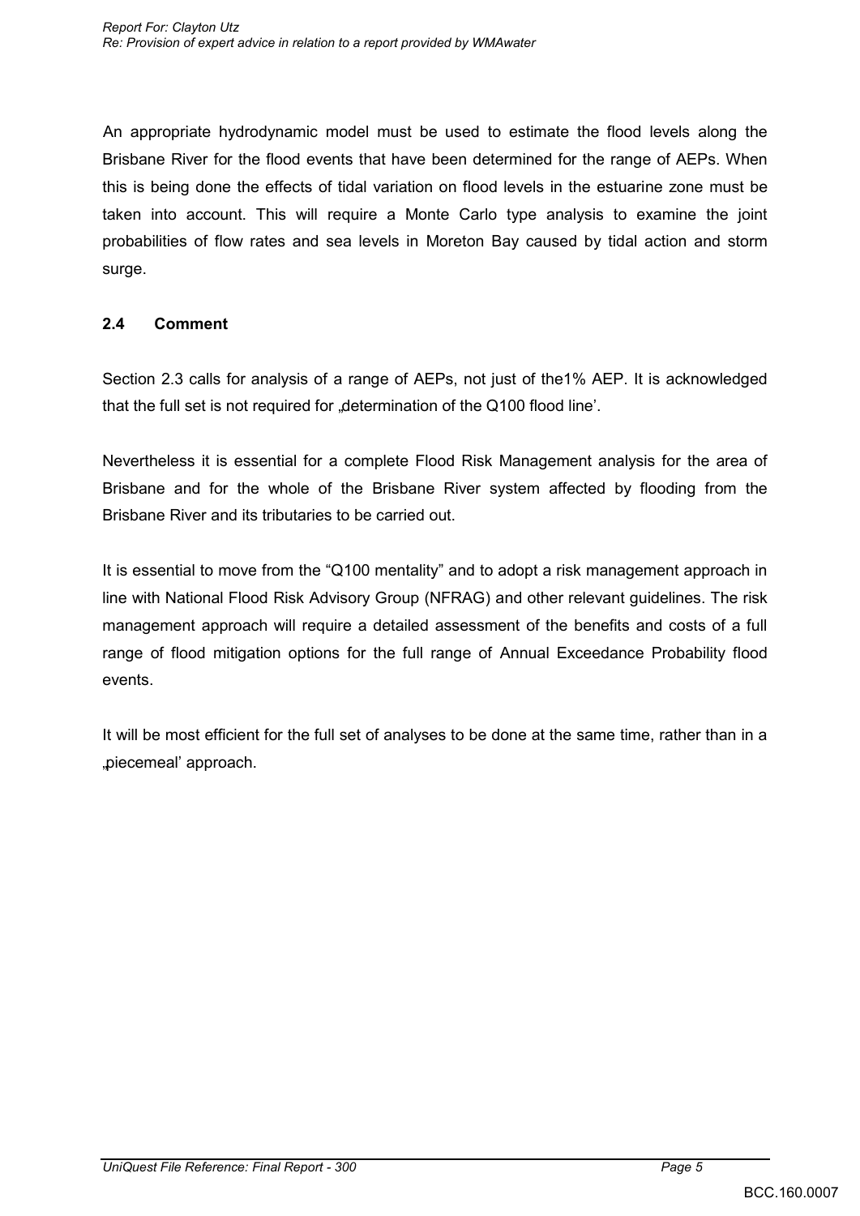An appropriate hydrodynamic model must be used to estimate the flood levels along the Brisbane River for the flood events that have been determined for the range of AEPs. When this is being done the effects of tidal variation on flood levels in the estuarine zone must be taken into account. This will require a Monte Carlo type analysis to examine the joint probabilities of flow rates and sea levels in Moreton Bay caused by tidal action and storm surge.

## 2.4 Comment

Section 2.3 calls for analysis of a range of AEPs, not just of the1% AEP. It is acknowledged that the full set is not required for „determination of the Q100 flood line'.

Nevertheless it is essential for a complete Flood Risk Management analysis for the area of Brisbane and for the whole of the Brisbane River system affected by flooding from the Brisbane River and its tributaries to be carried out.

It is essential to move from the "Q100 mentality" and to adopt a risk management approach in line with National Flood Risk Advisory Group (NFRAG) and other relevant guidelines. The risk management approach will require a detailed assessment of the benefits and costs of a full range of flood mitigation options for the full range of Annual Exceedance Probability flood events.

It will be most efficient for the full set of analyses to be done at the same time, rather than in a „piecemeal' approach.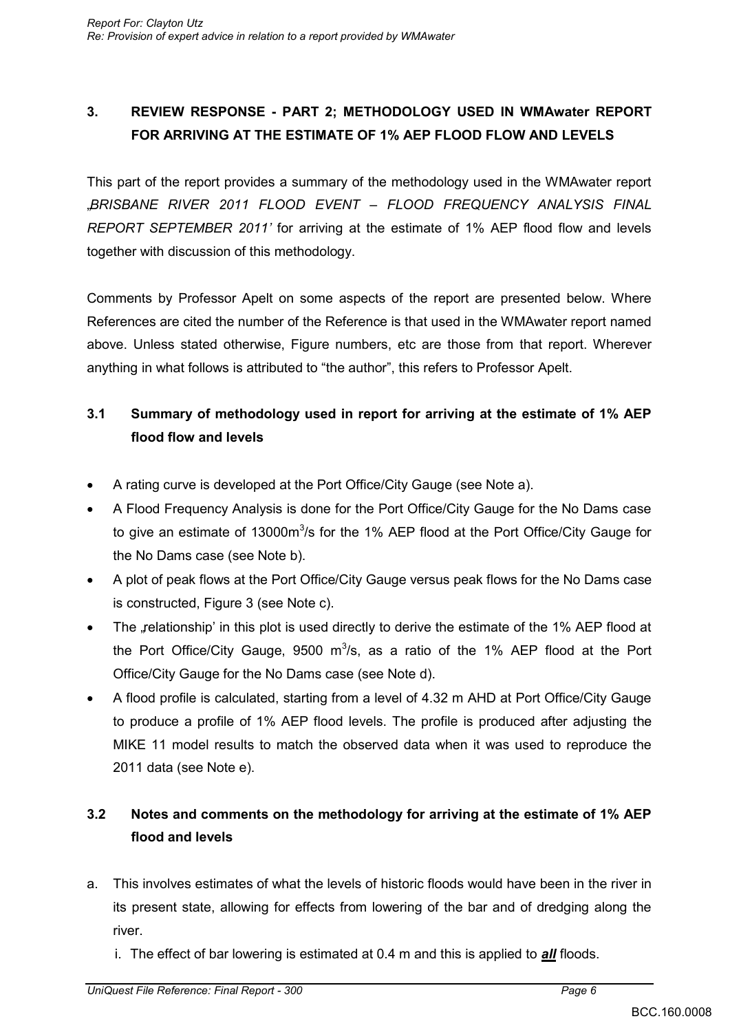## 3. REVIEW RESPONSE - PART 2; METHODOLOGY USED IN WMAwater REPORT FOR ARRIVING AT THE ESTIMATE OF 1% AEP FLOOD FLOW AND LEVELS

This part of the report provides a summary of the methodology used in the WMAwater report „*BRISBANE RIVER 2011 FLOOD EVENT – FLOOD FREQUENCY ANALYSIS FINAL REPORT SEPTEMBER 2011'* for arriving at the estimate of 1% AEP flood flow and levels together with discussion of this methodology.

Comments by Professor Apelt on some aspects of the report are presented below. Where References are cited the number of the Reference is that used in the WMAwater report named above. Unless stated otherwise, Figure numbers, etc are those from that report. Wherever anything in what follows is attributed to "the author", this refers to Professor Apelt.

### 3.1 Summary of methodology used in report for arriving at the estimate of 1% AEP flood flow and levels

- A rating curve is developed at the Port Office/City Gauge (see Note a).
- A Flood Frequency Analysis is done for the Port Office/City Gauge for the No Dams case to give an estimate of 13000m$^3$/s for the 1% AEP flood at the Port Office/City Gauge for the No Dams case (see Note b).
- A plot of peak flows at the Port Office/City Gauge versus peak flows for the No Dams case is constructed, Figure 3 (see Note c).
- The „relationship' in this plot is used directly to derive the estimate of the 1% AEP flood at the Port Office/City Gauge, 9500 m$^3$/s, as a ratio of the 1% AEP flood at the Port Office/City Gauge for the No Dams case (see Note d).
- A flood profile is calculated, starting from a level of 4.32 m AHD at Port Office/City Gauge to produce a profile of 1% AEP flood levels. The profile is produced after adjusting the MIKE 11 model results to match the observed data when it was used to reproduce the 2011 data (see Note e).

### 3.2 Notes and comments on the methodology for arriving at the estimate of 1% AEP flood and levels

a. This involves estimates of what the levels of historic floods would have been in the river in its present state, allowing for effects from lowering of the bar and of dredging along the river.

   i. The effect of bar lowering is estimated at 0.4 m and this is applied to ***all*** floods.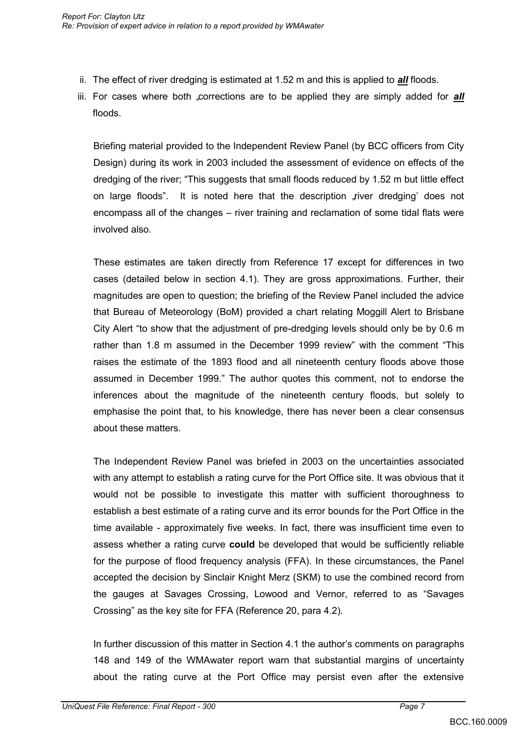ii. The effect of river dredging is estimated at 1.52 m and this is applied to ***all*** floods.

iii. For cases where both „corrections are to be applied they are simply added for ***all*** floods.

Briefing material provided to the Independent Review Panel (by BCC officers from City Design) during its work in 2003 included the assessment of evidence on effects of the dredging of the river; "This suggests that small floods reduced by 1.52 m but little effect on large floods". It is noted here that the description „river dredging' does not encompass all of the changes – river training and reclamation of some tidal flats were involved also.

These estimates are taken directly from Reference 17 except for differences in two cases (detailed below in section 4.1). They are gross approximations. Further, their magnitudes are open to question; the briefing of the Review Panel included the advice that Bureau of Meteorology (BoM) provided a chart relating Moggill Alert to Brisbane City Alert "to show that the adjustment of pre-dredging levels should only be by 0.6 m rather than 1.8 m assumed in the December 1999 review" with the comment "This raises the estimate of the 1893 flood and all nineteenth century floods above those assumed in December 1999." The author quotes this comment, not to endorse the inferences about the magnitude of the nineteenth century floods, but solely to emphasise the point that, to his knowledge, there has never been a clear consensus about these matters.

The Independent Review Panel was briefed in 2003 on the uncertainties associated with any attempt to establish a rating curve for the Port Office site. It was obvious that it would not be possible to investigate this matter with sufficient thoroughness to establish a best estimate of a rating curve and its error bounds for the Port Office in the time available - approximately five weeks. In fact, there was insufficient time even to assess whether a rating curve **could** be developed that would be sufficiently reliable for the purpose of flood frequency analysis (FFA). In these circumstances, the Panel accepted the decision by Sinclair Knight Merz (SKM) to use the combined record from the gauges at Savages Crossing, Lowood and Vernor, referred to as "Savages Crossing" as the key site for FFA (Reference 20, para 4.2).

In further discussion of this matter in Section 4.1 the author's comments on paragraphs 148 and 149 of the WMAwater report warn that substantial margins of uncertainty about the rating curve at the Port Office may persist even after the extensive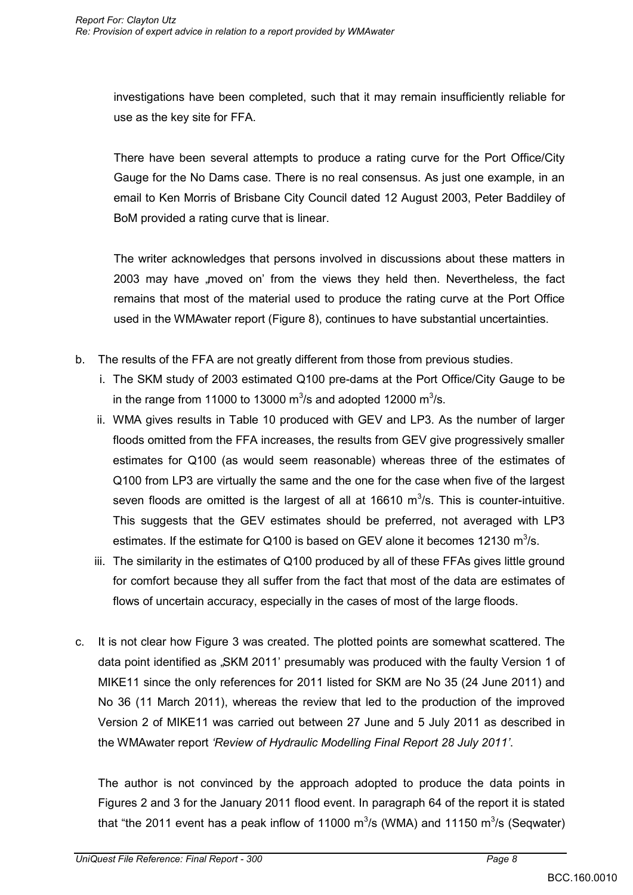investigations have been completed, such that it may remain insufficiently reliable for use as the key site for FFA.

There have been several attempts to produce a rating curve for the Port Office/City Gauge for the No Dams case. There is no real consensus. As just one example, in an email to Ken Morris of Brisbane City Council dated 12 August 2003, Peter Baddiley of BoM provided a rating curve that is linear.

The writer acknowledges that persons involved in discussions about these matters in 2003 may have „moved on' from the views they held then. Nevertheless, the fact remains that most of the material used to produce the rating curve at the Port Office used in the WMAwater report (Figure 8), continues to have substantial uncertainties.

b. The results of the FFA are not greatly different from those from previous studies.
   i. The SKM study of 2003 estimated Q100 pre-dams at the Port Office/City Gauge to be in the range from 11000 to 13000 $m^3/s$ and adopted 12000 $m^3/s$.
   ii. WMA gives results in Table 10 produced with GEV and LP3. As the number of larger floods omitted from the FFA increases, the results from GEV give progressively smaller estimates for Q100 (as would seem reasonable) whereas three of the estimates of Q100 from LP3 are virtually the same and the one for the case when five of the largest seven floods are omitted is the largest of all at 16610 $m^3/s$. This is counter-intuitive. This suggests that the GEV estimates should be preferred, not averaged with LP3 estimates. If the estimate for Q100 is based on GEV alone it becomes 12130 $m^3/s$.
   iii. The similarity in the estimates of Q100 produced by all of these FFAs gives little ground for comfort because they all suffer from the fact that most of the data are estimates of flows of uncertain accuracy, especially in the cases of most of the large floods.

c. It is not clear how Figure 3 was created. The plotted points are somewhat scattered. The data point identified as „SKM 2011' presumably was produced with the faulty Version 1 of MIKE11 since the only references for 2011 listed for SKM are No 35 (24 June 2011) and No 36 (11 March 2011), whereas the review that led to the production of the improved Version 2 of MIKE11 was carried out between 27 June and 5 July 2011 as described in the WMAwater report *'Review of Hydraulic Modelling Final Report 28 July 2011'*.

   The author is not convinced by the approach adopted to produce the data points in Figures 2 and 3 for the January 2011 flood event. In paragraph 64 of the report it is stated that "the 2011 event has a peak inflow of 11000 $m^3/s$ (WMA) and 11150 $m^3/s$ (Seqwater)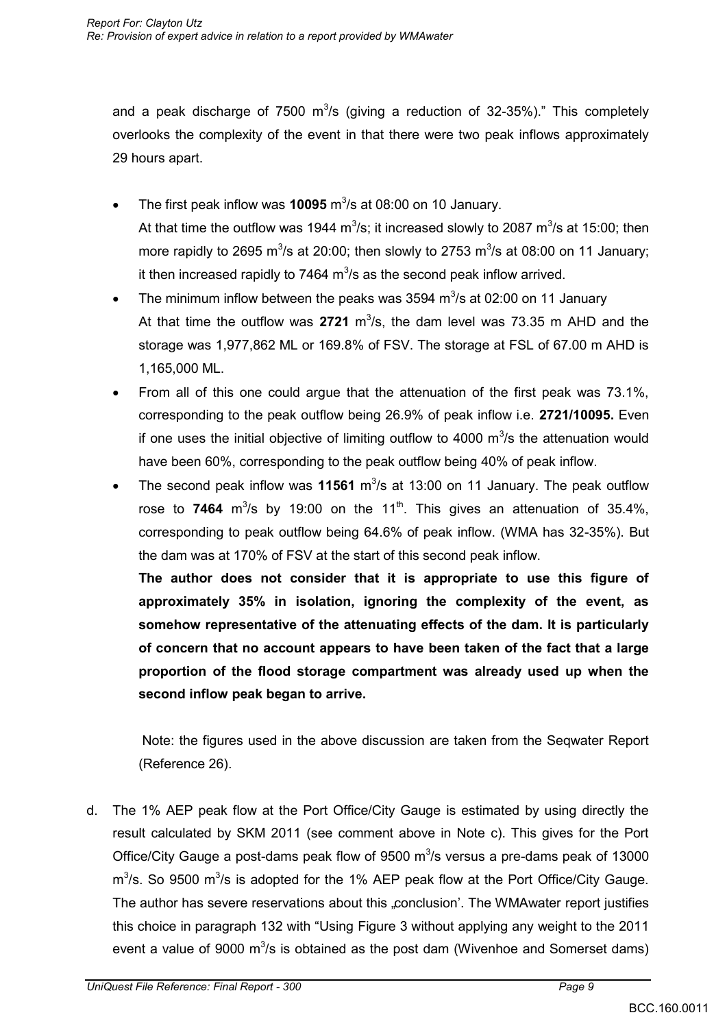and a peak discharge of 7500 $m^3/s$ (giving a reduction of 32-35%)." This completely overlooks the complexity of the event in that there were two peak inflows approximately 29 hours apart.

- The first peak inflow was **10095** $m^3/s$ at 08:00 on 10 January.
  At that time the outflow was 1944 $m^3/s$; it increased slowly to 2087 $m^3/s$ at 15:00; then more rapidly to 2695 $m^3/s$ at 20:00; then slowly to 2753 $m^3/s$ at 08:00 on 11 January; it then increased rapidly to 7464 $m^3/s$ as the second peak inflow arrived.
- The minimum inflow between the peaks was 3594 $m^3/s$ at 02:00 on 11 January
  At that time the outflow was **2721** $m^3/s$, the dam level was 73.35 m AHD and the storage was 1,977,862 ML or 169.8% of FSV. The storage at FSL of 67.00 m AHD is 1,165,000 ML.
- From all of this one could argue that the attenuation of the first peak was 73.1%, corresponding to the peak outflow being 26.9% of peak inflow i.e. **2721/10095.** Even if one uses the initial objective of limiting outflow to 4000 $m^3/s$ the attenuation would have been 60%, corresponding to the peak outflow being 40% of peak inflow.
- The second peak inflow was **11561** $m^3/s$ at 13:00 on 11 January. The peak outflow rose to **7464** $m^3/s$ by 19:00 on the 11th. This gives an attenuation of 35.4%, corresponding to peak outflow being 64.6% of peak inflow. (WMA has 32-35%). But the dam was at 170% of FSV at the start of this second peak inflow.
  **The author does not consider that it is appropriate to use this figure of approximately 35% in isolation, ignoring the complexity of the event, as somehow representative of the attenuating effects of the dam. It is particularly of concern that no account appears to have been taken of the fact that a large proportion of the flood storage compartment was already used up when the second inflow peak began to arrive.**

  Note: the figures used in the above discussion are taken from the Seqwater Report (Reference 26).

d. The 1% AEP peak flow at the Port Office/City Gauge is estimated by using directly the result calculated by SKM 2011 (see comment above in Note c). This gives for the Port Office/City Gauge a post-dams peak flow of 9500 $m^3/s$ versus a pre-dams peak of 13000 $m^3/s$. So 9500 $m^3/s$ is adopted for the 1% AEP peak flow at the Port Office/City Gauge. The author has severe reservations about this „conclusion'. The WMAwater report justifies this choice in paragraph 132 with "Using Figure 3 without applying any weight to the 2011 event a value of 9000 $m^3/s$ is obtained as the post dam (Wivenhoe and Somerset dams)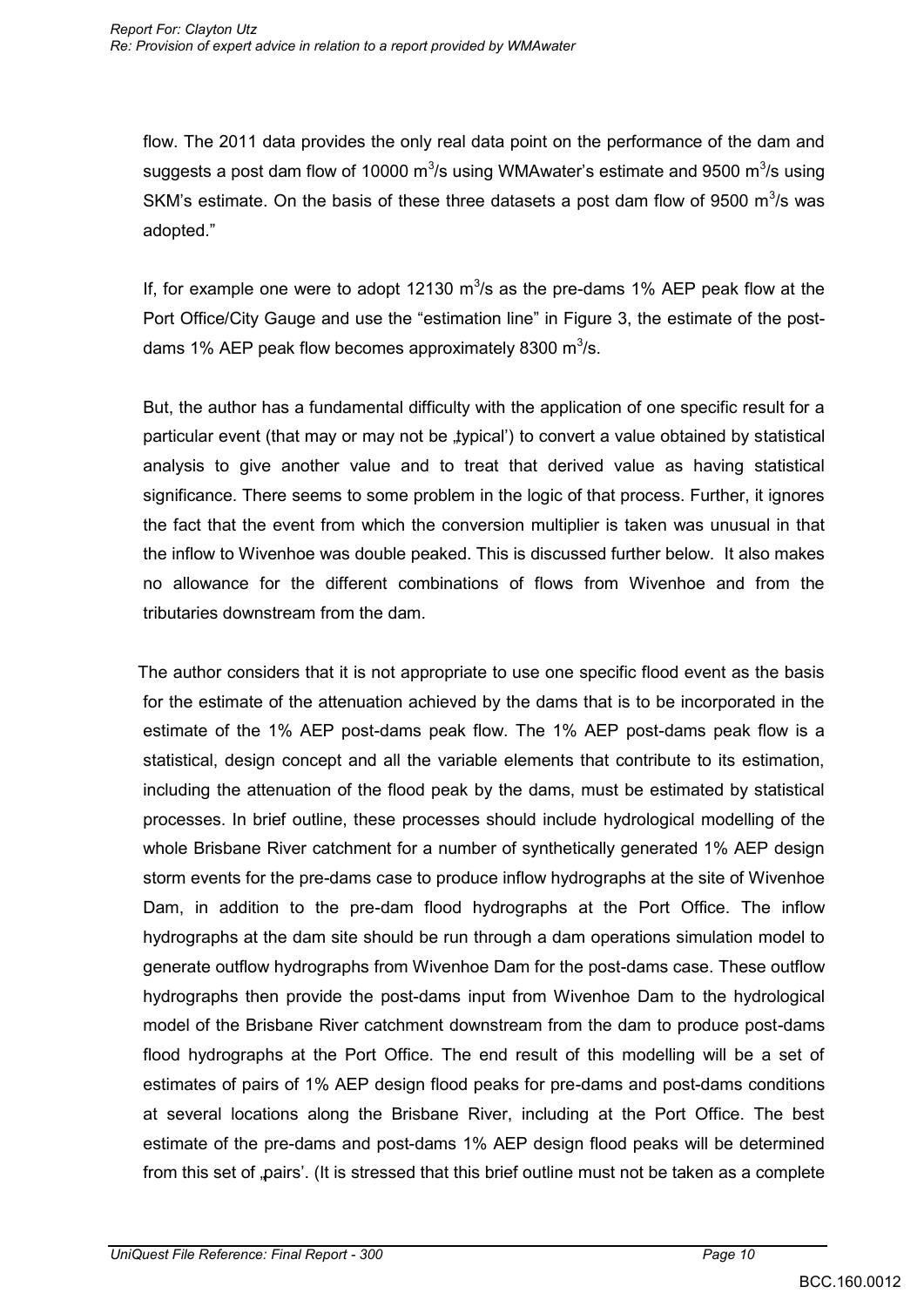flow. The 2011 data provides the only real data point on the performance of the dam and suggests a post dam flow of 10000 $m^3$/s using WMAwater's estimate and 9500 $m^3$/s using SKM's estimate. On the basis of these three datasets a post dam flow of 9500 $m^3$/s was adopted."

If, for example one were to adopt 12130 $m^3$/s as the pre-dams 1% AEP peak flow at the Port Office/City Gauge and use the "estimation line" in Figure 3, the estimate of the post-dams 1% AEP peak flow becomes approximately 8300 $m^3$/s.

But, the author has a fundamental difficulty with the application of one specific result for a particular event (that may or may not be „typical') to convert a value obtained by statistical analysis to give another value and to treat that derived value as having statistical significance. There seems to some problem in the logic of that process. Further, it ignores the fact that the event from which the conversion multiplier is taken was unusual in that the inflow to Wivenhoe was double peaked. This is discussed further below. It also makes no allowance for the different combinations of flows from Wivenhoe and from the tributaries downstream from the dam.

The author considers that it is not appropriate to use one specific flood event as the basis for the estimate of the attenuation achieved by the dams that is to be incorporated in the estimate of the 1% AEP post-dams peak flow. The 1% AEP post-dams peak flow is a statistical, design concept and all the variable elements that contribute to its estimation, including the attenuation of the flood peak by the dams, must be estimated by statistical processes. In brief outline, these processes should include hydrological modelling of the whole Brisbane River catchment for a number of synthetically generated 1% AEP design storm events for the pre-dams case to produce inflow hydrographs at the site of Wivenhoe Dam, in addition to the pre-dam flood hydrographs at the Port Office. The inflow hydrographs at the dam site should be run through a dam operations simulation model to generate outflow hydrographs from Wivenhoe Dam for the post-dams case. These outflow hydrographs then provide the post-dams input from Wivenhoe Dam to the hydrological model of the Brisbane River catchment downstream from the dam to produce post-dams flood hydrographs at the Port Office. The end result of this modelling will be a set of estimates of pairs of 1% AEP design flood peaks for pre-dams and post-dams conditions at several locations along the Brisbane River, including at the Port Office. The best estimate of the pre-dams and post-dams 1% AEP design flood peaks will be determined from this set of „pairs'. (It is stressed that this brief outline must not be taken as a complete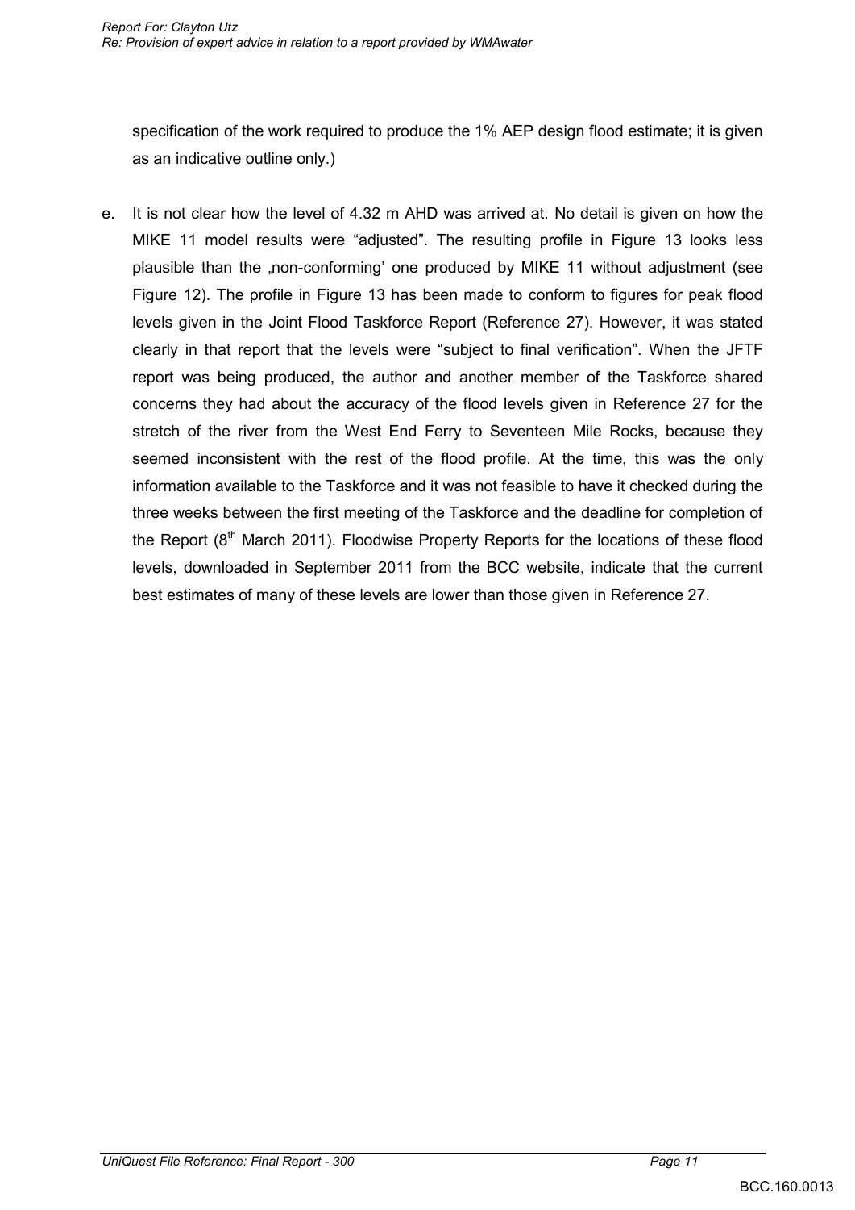specification of the work required to produce the 1% AEP design flood estimate; it is given as an indicative outline only.)

e. It is not clear how the level of 4.32 m AHD was arrived at. No detail is given on how the MIKE 11 model results were "adjusted". The resulting profile in Figure 13 looks less plausible than the „non-conforming' one produced by MIKE 11 without adjustment (see Figure 12). The profile in Figure 13 has been made to conform to figures for peak flood levels given in the Joint Flood Taskforce Report (Reference 27). However, it was stated clearly in that report that the levels were "subject to final verification". When the JFTF report was being produced, the author and another member of the Taskforce shared concerns they had about the accuracy of the flood levels given in Reference 27 for the stretch of the river from the West End Ferry to Seventeen Mile Rocks, because they seemed inconsistent with the rest of the flood profile. At the time, this was the only information available to the Taskforce and it was not feasible to have it checked during the three weeks between the first meeting of the Taskforce and the deadline for completion of the Report (8th March 2011). Floodwise Property Reports for the locations of these flood levels, downloaded in September 2011 from the BCC website, indicate that the current best estimates of many of these levels are lower than those given in Reference 27.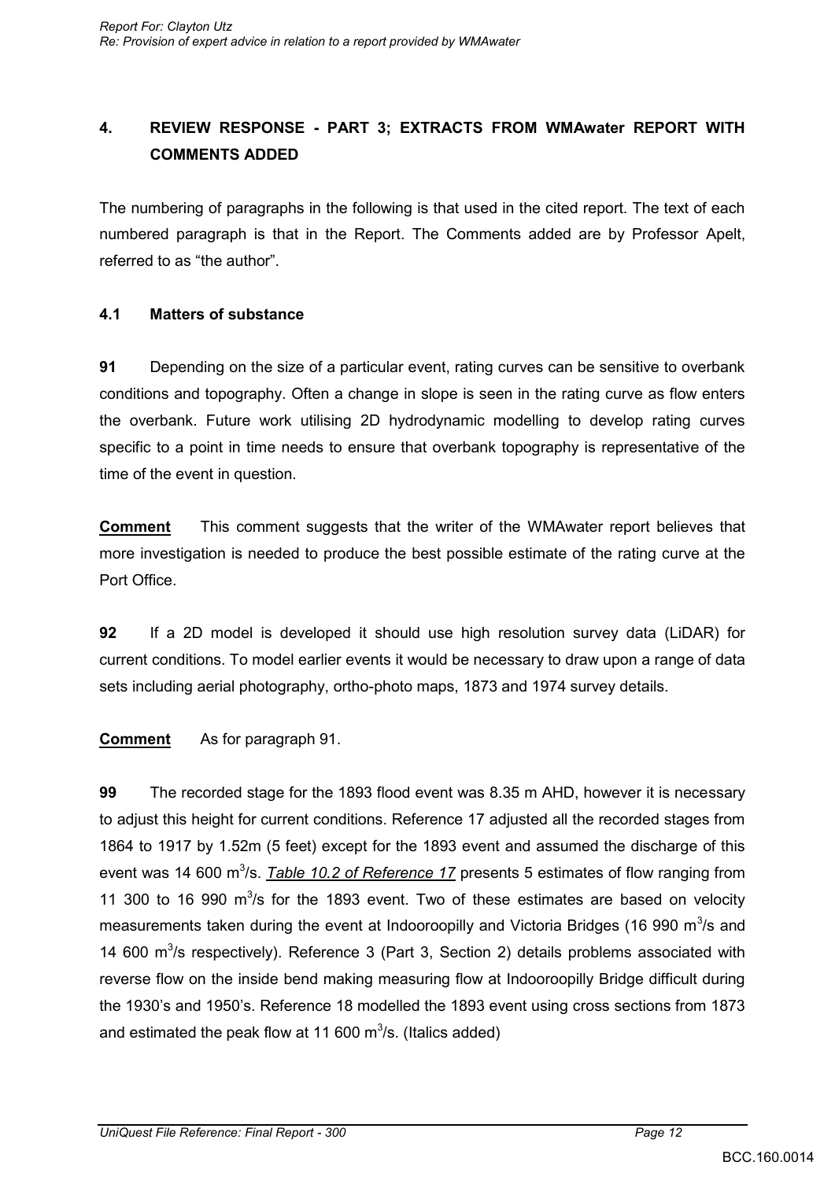## 4. REVIEW RESPONSE - PART 3; EXTRACTS FROM WMAwater REPORT WITH COMMENTS ADDED

The numbering of paragraphs in the following is that used in the cited report. The text of each numbered paragraph is that in the Report. The Comments added are by Professor Apelt, referred to as "the author".

### 4.1 Matters of substance

**91** Depending on the size of a particular event, rating curves can be sensitive to overbank conditions and topography. Often a change in slope is seen in the rating curve as flow enters the overbank. Future work utilising 2D hydrodynamic modelling to develop rating curves specific to a point in time needs to ensure that overbank topography is representative of the time of the event in question.

**<u>Comment</u>** This comment suggests that the writer of the WMAwater report believes that more investigation is needed to produce the best possible estimate of the rating curve at the Port Office.

**92** If a 2D model is developed it should use high resolution survey data (LiDAR) for current conditions. To model earlier events it would be necessary to draw upon a range of data sets including aerial photography, ortho-photo maps, 1873 and 1974 survey details.

**<u>Comment</u>** As for paragraph 91.

**99** The recorded stage for the 1893 flood event was 8.35 m AHD, however it is necessary to adjust this height for current conditions. Reference 17 adjusted all the recorded stages from 1864 to 1917 by 1.52m (5 feet) except for the 1893 event and assumed the discharge of this event was 14 600 $m^3/s$. ***<u>Table 10.2 of Reference 17</u>*** presents 5 estimates of flow ranging from 11 300 to 16 990 $m^3/s$ for the 1893 event. Two of these estimates are based on velocity measurements taken during the event at Indooroopilly and Victoria Bridges (16 990 $m^3/s$ and 14 600 $m^3/s$ respectively). Reference 3 (Part 3, Section 2) details problems associated with reverse flow on the inside bend making measuring flow at Indooroopilly Bridge difficult during the 1930's and 1950's. Reference 18 modelled the 1893 event using cross sections from 1873 and estimated the peak flow at 11 600 $m^3/s$. (Italics added)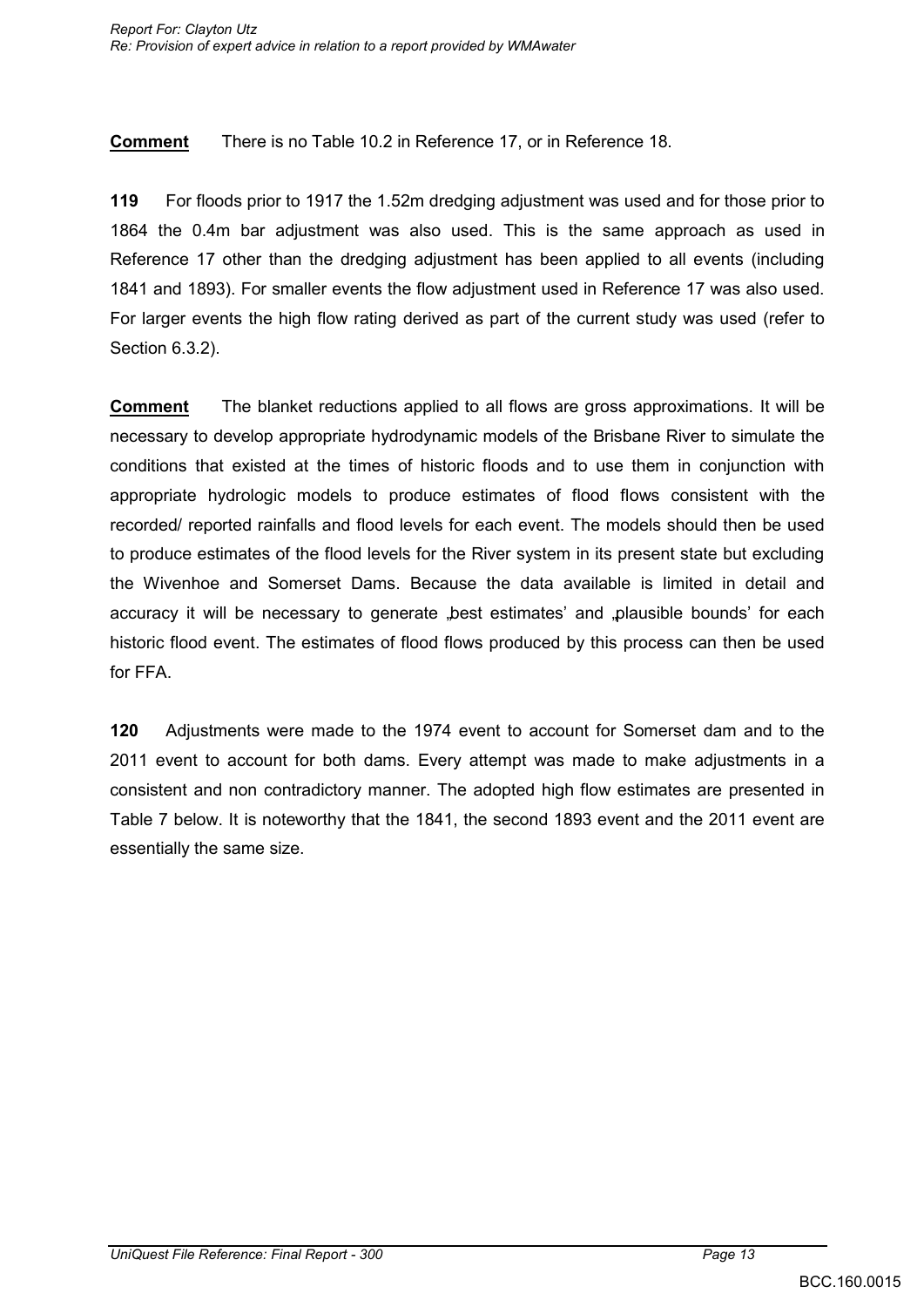**Comment** There is no Table 10.2 in Reference 17, or in Reference 18.

**119** For floods prior to 1917 the 1.52m dredging adjustment was used and for those prior to 1864 the 0.4m bar adjustment was also used. This is the same approach as used in Reference 17 other than the dredging adjustment has been applied to all events (including 1841 and 1893). For smaller events the flow adjustment used in Reference 17 was also used. For larger events the high flow rating derived as part of the current study was used (refer to Section 6.3.2).

**Comment** The blanket reductions applied to all flows are gross approximations. It will be necessary to develop appropriate hydrodynamic models of the Brisbane River to simulate the conditions that existed at the times of historic floods and to use them in conjunction with appropriate hydrologic models to produce estimates of flood flows consistent with the recorded/ reported rainfalls and flood levels for each event. The models should then be used to produce estimates of the flood levels for the River system in its present state but excluding the Wivenhoe and Somerset Dams. Because the data available is limited in detail and accuracy it will be necessary to generate „best estimates' and „plausible bounds' for each historic flood event. The estimates of flood flows produced by this process can then be used for FFA.

**120** Adjustments were made to the 1974 event to account for Somerset dam and to the 2011 event to account for both dams. Every attempt was made to make adjustments in a consistent and non contradictory manner. The adopted high flow estimates are presented in Table 7 below. It is noteworthy that the 1841, the second 1893 event and the 2011 event are essentially the same size.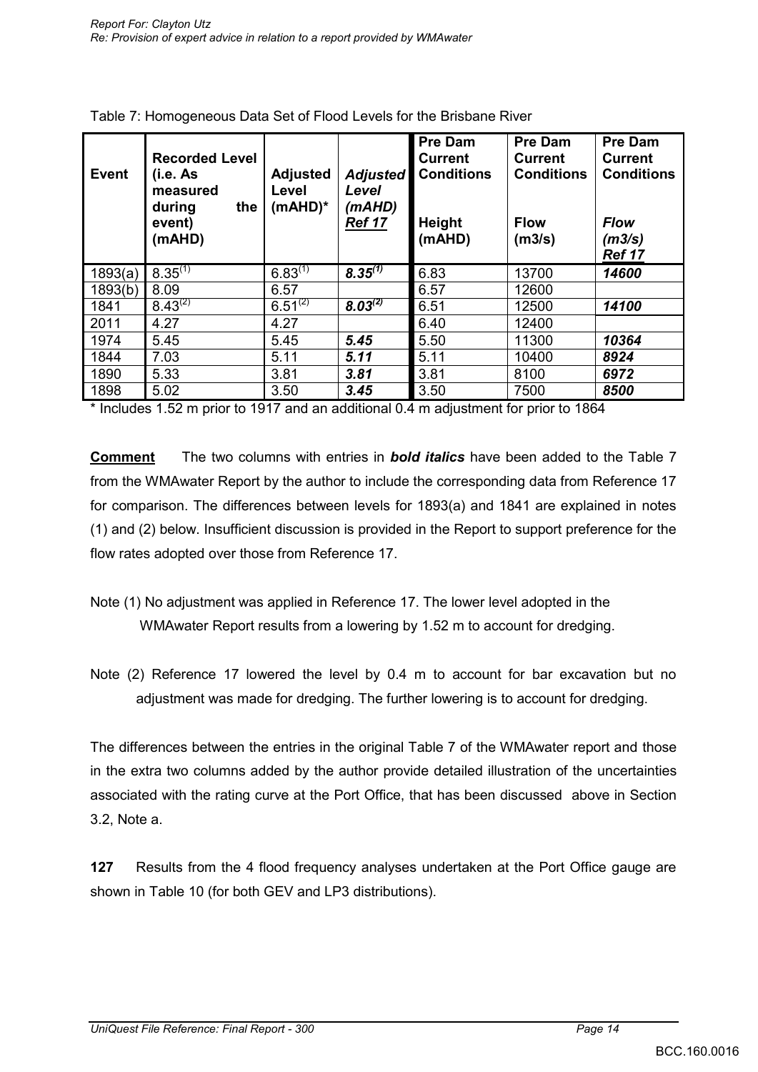Table 7: Homogeneous Data Set of Flood Levels for the Brisbane River

| Event | Recorded Level (i.e. As measured during the event) (mAHD) | Adjusted Level (mAHD)* | ***Adjusted Level (mAHD) Ref 17*** | Pre Dam Current Conditions Height (mAHD) | Pre Dam Current Conditions Flow (m3/s) | ***Pre Dam Current Conditions Flow (m3/s) Ref 17*** |
|---|---|---|---|---|---|---|
| 1893(a) | 8.35(1) | 6.83(1) | ***8.35(1)*** | 6.83 | 13700 | ***14600*** |
| 1893(b) | 8.09 | 6.57 | | 6.57 | 12600 | |
| 1841 | 8.43(2) | 6.51(2) | ***8.03(2)*** | 6.51 | 12500 | ***14100*** |
| 2011 | 4.27 | 4.27 | | 6.40 | 12400 | |
| 1974 | 5.45 | 5.45 | ***5.45*** | 5.50 | 11300 | ***10364*** |
| 1844 | 7.03 | 5.11 | ***5.11*** | 5.11 | 10400 | ***8924*** |
| 1890 | 5.33 | 3.81 | ***3.81*** | 3.81 | 8100 | ***6972*** |
| 1898 | 5.02 | 3.50 | ***3.45*** | 3.50 | 7500 | ***8500*** |

* Includes 1.52 m prior to 1917 and an additional 0.4 m adjustment for prior to 1864

**Comment** The two columns with entries in ***bold italics*** have been added to the Table 7 from the WMAwater Report by the author to include the corresponding data from Reference 17 for comparison. The differences between levels for 1893(a) and 1841 are explained in notes (1) and (2) below. Insufficient discussion is provided in the Report to support preference for the flow rates adopted over those from Reference 17.

Note (1) No adjustment was applied in Reference 17. The lower level adopted in the WMAwater Report results from a lowering by 1.52 m to account for dredging.

Note (2) Reference 17 lowered the level by 0.4 m to account for bar excavation but no adjustment was made for dredging. The further lowering is to account for dredging.

The differences between the entries in the original Table 7 of the WMAwater report and those in the extra two columns added by the author provide detailed illustration of the uncertainties associated with the rating curve at the Port Office, that has been discussed above in Section 3.2, Note a.

**127** Results from the 4 flood frequency analyses undertaken at the Port Office gauge are shown in Table 10 (for both GEV and LP3 distributions).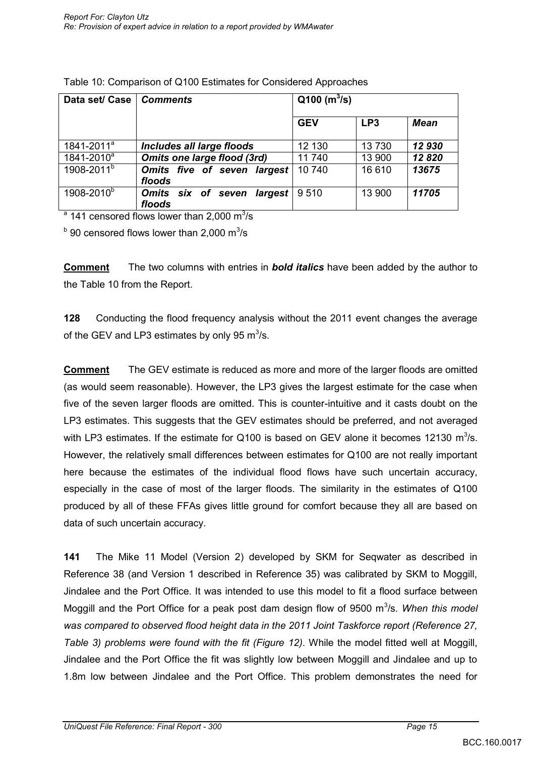Table 10: Comparison of Q100 Estimates for Considered Approaches

| Data set/ Case | *Comments* | Q100 ($m^3$/s) | | |
|---|---|---|---|---|
| | | GEV | LP3 | *Mean* |
| 1841-2011[a] | ***Includes all large floods*** | 12 130 | 13 730 | ***12 930*** |
| 1841-2010[a] | ***Omits one large flood (3rd)*** | 11 740 | 13 900 | ***12 820*** |
| 1908-2011[b] | ***Omits five of seven largest floods*** | 10 740 | 16 610 | ***13675*** |
| 1908-2010[b] | ***Omits six of seven largest floods*** | 9 510 | 13 900 | ***11705*** |

[a] 141 censored flows lower than 2,000 $m^3$/s

[b] 90 censored flows lower than 2,000 $m^3$/s

**Comment** The two columns with entries in ***bold italics*** have been added by the author to the Table 10 from the Report.

**128** Conducting the flood frequency analysis without the 2011 event changes the average of the GEV and LP3 estimates by only 95 $m^3$/s.

**Comment** The GEV estimate is reduced as more and more of the larger floods are omitted (as would seem reasonable). However, the LP3 gives the largest estimate for the case when five of the seven larger floods are omitted. This is counter-intuitive and it casts doubt on the LP3 estimates. This suggests that the GEV estimates should be preferred, and not averaged with LP3 estimates. If the estimate for Q100 is based on GEV alone it becomes 12130 $m^3$/s. However, the relatively small differences between estimates for Q100 are not really important here because the estimates of the individual flood flows have such uncertain accuracy, especially in the case of most of the larger floods. The similarity in the estimates of Q100 produced by all of these FFAs gives little ground for comfort because they all are based on data of such uncertain accuracy.

**141** The Mike 11 Model (Version 2) developed by SKM for Seqwater as described in Reference 38 (and Version 1 described in Reference 35) was calibrated by SKM to Moggill, Jindalee and the Port Office. It was intended to use this model to fit a flood surface between Moggill and the Port Office for a peak post dam design flow of 9500 $m^3$/s. *When this model was compared to observed flood height data in the 2011 Joint Taskforce report (Reference 27, Table 3) problems were found with the fit (Figure 12).* While the model fitted well at Moggill, Jindalee and the Port Office the fit was slightly low between Moggill and Jindalee and up to 1.8m low between Jindalee and the Port Office. This problem demonstrates the need for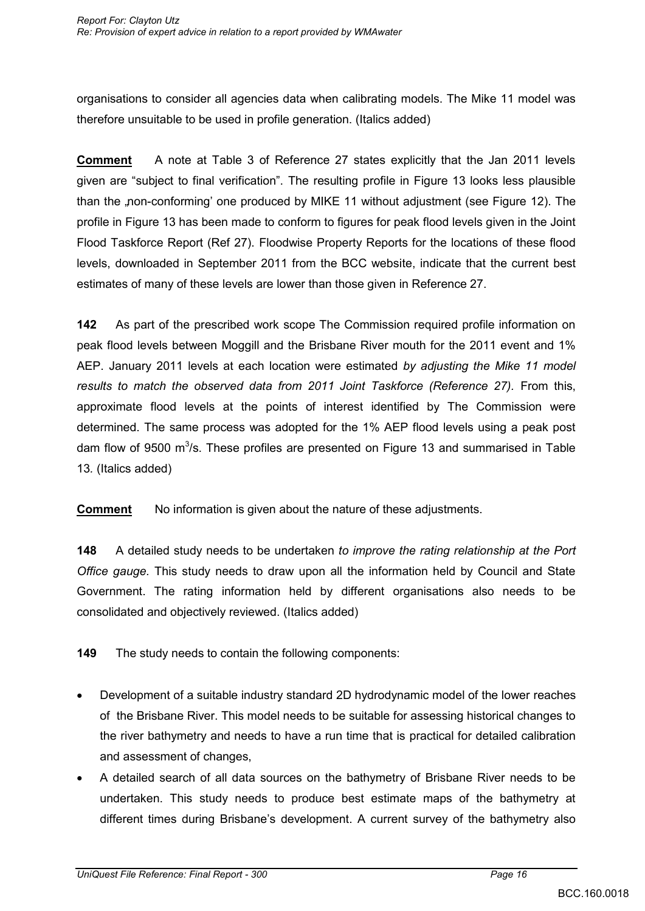organisations to consider all agencies data when calibrating models. The Mike 11 model was therefore unsuitable to be used in profile generation. (Italics added)

**Comment** A note at Table 3 of Reference 27 states explicitly that the Jan 2011 levels given are "subject to final verification". The resulting profile in Figure 13 looks less plausible than the „non-conforming' one produced by MIKE 11 without adjustment (see Figure 12). The profile in Figure 13 has been made to conform to figures for peak flood levels given in the Joint Flood Taskforce Report (Ref 27). Floodwise Property Reports for the locations of these flood levels, downloaded in September 2011 from the BCC website, indicate that the current best estimates of many of these levels are lower than those given in Reference 27.

**142** As part of the prescribed work scope The Commission required profile information on peak flood levels between Moggill and the Brisbane River mouth for the 2011 event and 1% AEP. January 2011 levels at each location were estimated *by adjusting the Mike 11 model results to match the observed data from 2011 Joint Taskforce (Reference 27).* From this, approximate flood levels at the points of interest identified by The Commission were determined. The same process was adopted for the 1% AEP flood levels using a peak post dam flow of 9500 $m^3$/s. These profiles are presented on Figure 13 and summarised in Table 13. (Italics added)

**Comment** No information is given about the nature of these adjustments.

**148** A detailed study needs to be undertaken *to improve the rating relationship at the Port Office gauge*. This study needs to draw upon all the information held by Council and State Government. The rating information held by different organisations also needs to be consolidated and objectively reviewed. (Italics added)

**149** The study needs to contain the following components:

- Development of a suitable industry standard 2D hydrodynamic model of the lower reaches of the Brisbane River. This model needs to be suitable for assessing historical changes to the river bathymetry and needs to have a run time that is practical for detailed calibration and assessment of changes,
- A detailed search of all data sources on the bathymetry of Brisbane River needs to be undertaken. This study needs to produce best estimate maps of the bathymetry at different times during Brisbane's development. A current survey of the bathymetry also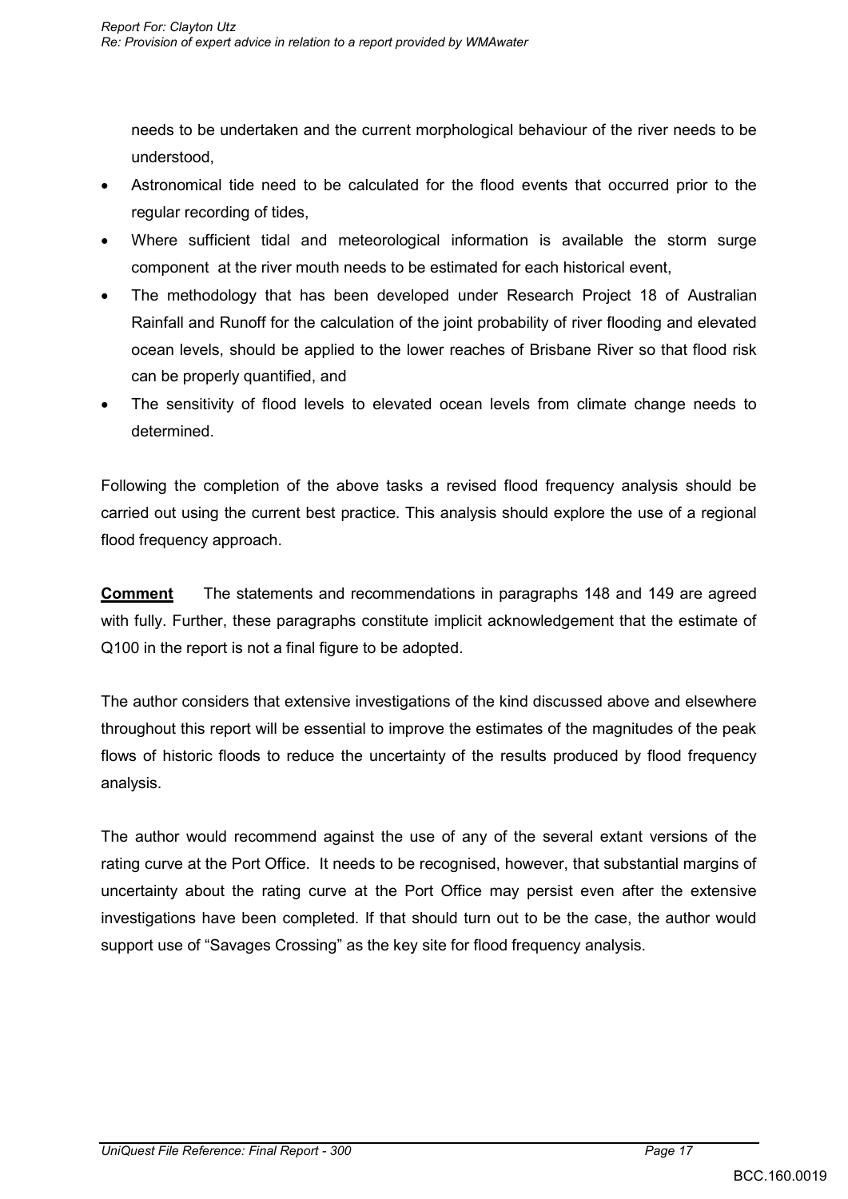needs to be undertaken and the current morphological behaviour of the river needs to be understood,

- Astronomical tide need to be calculated for the flood events that occurred prior to the regular recording of tides,
- Where sufficient tidal and meteorological information is available the storm surge component at the river mouth needs to be estimated for each historical event,
- The methodology that has been developed under Research Project 18 of Australian Rainfall and Runoff for the calculation of the joint probability of river flooding and elevated ocean levels, should be applied to the lower reaches of Brisbane River so that flood risk can be properly quantified, and
- The sensitivity of flood levels to elevated ocean levels from climate change needs to determined.

Following the completion of the above tasks a revised flood frequency analysis should be carried out using the current best practice. This analysis should explore the use of a regional flood frequency approach.

**Comment** The statements and recommendations in paragraphs 148 and 149 are agreed with fully. Further, these paragraphs constitute implicit acknowledgement that the estimate of Q100 in the report is not a final figure to be adopted.

The author considers that extensive investigations of the kind discussed above and elsewhere throughout this report will be essential to improve the estimates of the magnitudes of the peak flows of historic floods to reduce the uncertainty of the results produced by flood frequency analysis.

The author would recommend against the use of any of the several extant versions of the rating curve at the Port Office. It needs to be recognised, however, that substantial margins of uncertainty about the rating curve at the Port Office may persist even after the extensive investigations have been completed. If that should turn out to be the case, the author would support use of "Savages Crossing" as the key site for flood frequency analysis.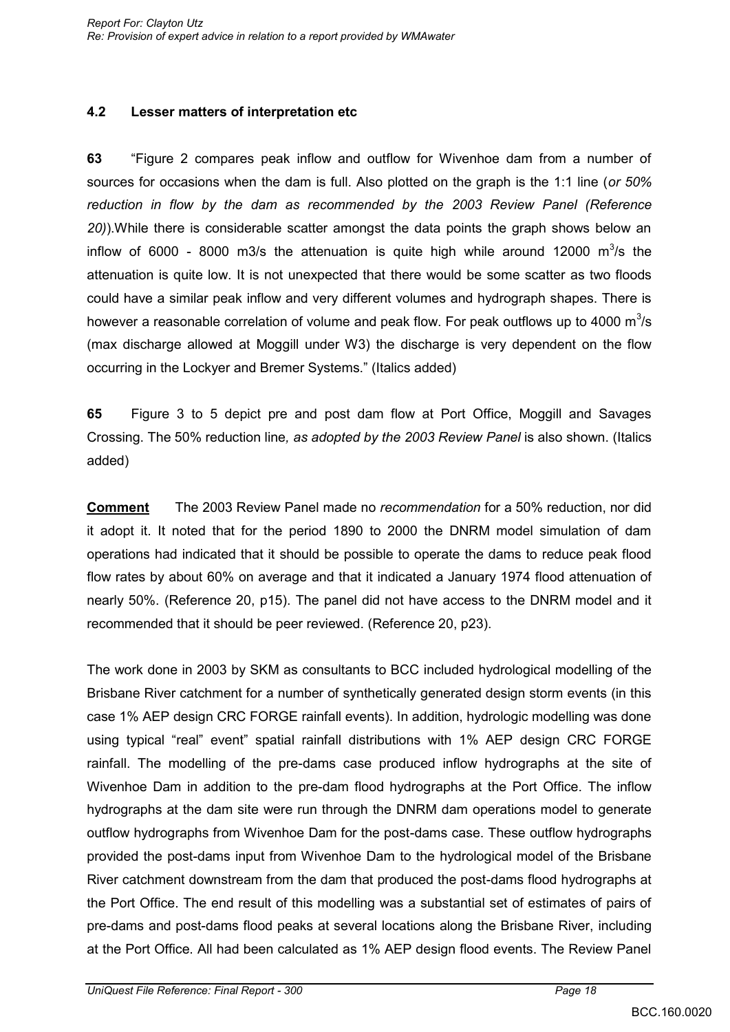## 4.2 Lesser matters of interpretation etc

**63** "Figure 2 compares peak inflow and outflow for Wivenhoe dam from a number of sources for occasions when the dam is full. Also plotted on the graph is the 1:1 line (*or 50% reduction in flow by the dam as recommended by the 2003 Review Panel (Reference 20)*).While there is considerable scatter amongst the data points the graph shows below an inflow of 6000 - 8000 m3/s the attenuation is quite high while around 12000 $m^3$/s the attenuation is quite low. It is not unexpected that there would be some scatter as two floods could have a similar peak inflow and very different volumes and hydrograph shapes. There is however a reasonable correlation of volume and peak flow. For peak outflows up to 4000 $m^3$/s (max discharge allowed at Moggill under W3) the discharge is very dependent on the flow occurring in the Lockyer and Bremer Systems." (Italics added)

**65** Figure 3 to 5 depict pre and post dam flow at Port Office, Moggill and Savages Crossing. The 50% reduction line*, as adopted by the 2003 Review Panel* is also shown. (Italics added)

**Comment** The 2003 Review Panel made no *recommendation* for a 50% reduction, nor did it adopt it. It noted that for the period 1890 to 2000 the DNRM model simulation of dam operations had indicated that it should be possible to operate the dams to reduce peak flood flow rates by about 60% on average and that it indicated a January 1974 flood attenuation of nearly 50%. (Reference 20, p15). The panel did not have access to the DNRM model and it recommended that it should be peer reviewed. (Reference 20, p23).

The work done in 2003 by SKM as consultants to BCC included hydrological modelling of the Brisbane River catchment for a number of synthetically generated design storm events (in this case 1% AEP design CRC FORGE rainfall events). In addition, hydrologic modelling was done using typical "real" event" spatial rainfall distributions with 1% AEP design CRC FORGE rainfall. The modelling of the pre-dams case produced inflow hydrographs at the site of Wivenhoe Dam in addition to the pre-dam flood hydrographs at the Port Office. The inflow hydrographs at the dam site were run through the DNRM dam operations model to generate outflow hydrographs from Wivenhoe Dam for the post-dams case. These outflow hydrographs provided the post-dams input from Wivenhoe Dam to the hydrological model of the Brisbane River catchment downstream from the dam that produced the post-dams flood hydrographs at the Port Office. The end result of this modelling was a substantial set of estimates of pairs of pre-dams and post-dams flood peaks at several locations along the Brisbane River, including at the Port Office. All had been calculated as 1% AEP design flood events. The Review Panel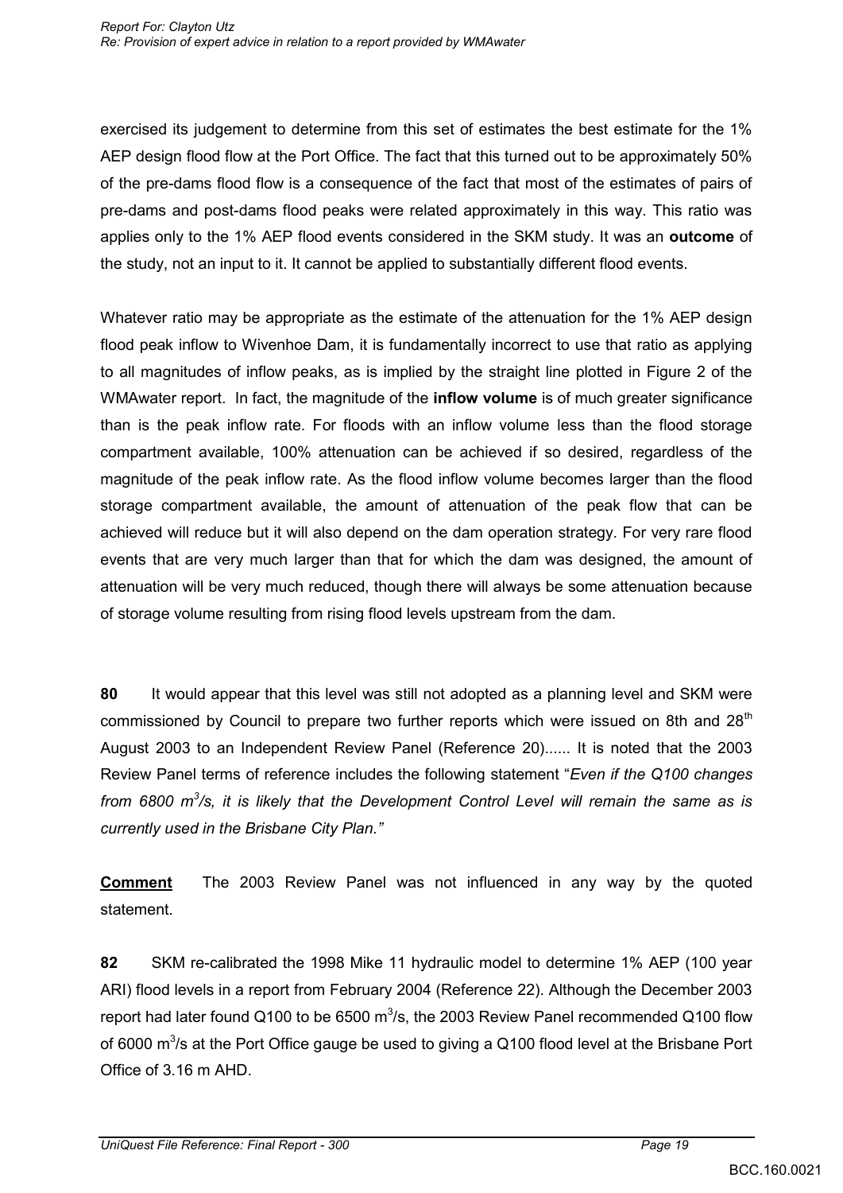exercised its judgement to determine from this set of estimates the best estimate for the 1% AEP design flood flow at the Port Office. The fact that this turned out to be approximately 50% of the pre-dams flood flow is a consequence of the fact that most of the estimates of pairs of pre-dams and post-dams flood peaks were related approximately in this way. This ratio was applies only to the 1% AEP flood events considered in the SKM study. It was an **outcome** of the study, not an input to it. It cannot be applied to substantially different flood events.

Whatever ratio may be appropriate as the estimate of the attenuation for the 1% AEP design flood peak inflow to Wivenhoe Dam, it is fundamentally incorrect to use that ratio as applying to all magnitudes of inflow peaks, as is implied by the straight line plotted in Figure 2 of the WMAwater report. In fact, the magnitude of the **inflow volume** is of much greater significance than is the peak inflow rate. For floods with an inflow volume less than the flood storage compartment available, 100% attenuation can be achieved if so desired, regardless of the magnitude of the peak inflow rate. As the flood inflow volume becomes larger than the flood storage compartment available, the amount of attenuation of the peak flow that can be achieved will reduce but it will also depend on the dam operation strategy. For very rare flood events that are very much larger than that for which the dam was designed, the amount of attenuation will be very much reduced, though there will always be some attenuation because of storage volume resulting from rising flood levels upstream from the dam.

**80** It would appear that this level was still not adopted as a planning level and SKM were commissioned by Council to prepare two further reports which were issued on 8th and 28th August 2003 to an Independent Review Panel (Reference 20)...... It is noted that the 2003 Review Panel terms of reference includes the following statement "*Even if the Q100 changes from 6800 m$^3$/s, it is likely that the Development Control Level will remain the same as is currently used in the Brisbane City Plan.*"

**<u>Comment</u>** The 2003 Review Panel was not influenced in any way by the quoted statement.

**82** SKM re-calibrated the 1998 Mike 11 hydraulic model to determine 1% AEP (100 year ARI) flood levels in a report from February 2004 (Reference 22). Although the December 2003 report had later found Q100 to be 6500 m$^3$/s, the 2003 Review Panel recommended Q100 flow of 6000 m$^3$/s at the Port Office gauge be used to giving a Q100 flood level at the Brisbane Port Office of 3.16 m AHD.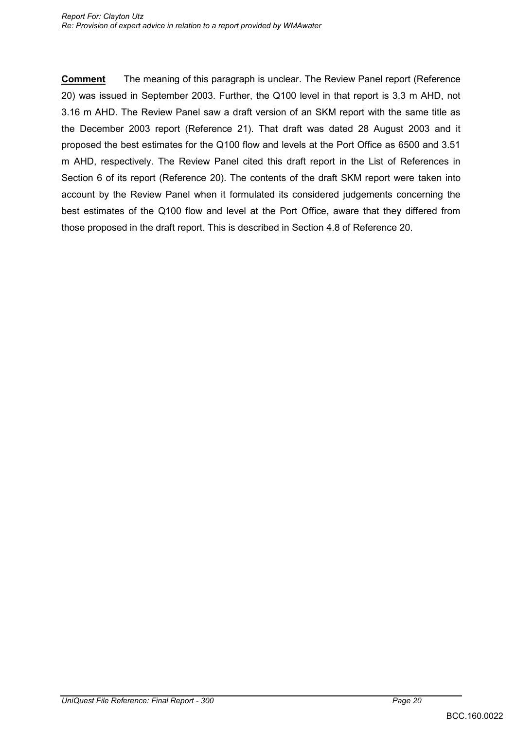**Comment** The meaning of this paragraph is unclear. The Review Panel report (Reference 20) was issued in September 2003. Further, the Q100 level in that report is 3.3 m AHD, not 3.16 m AHD. The Review Panel saw a draft version of an SKM report with the same title as the December 2003 report (Reference 21). That draft was dated 28 August 2003 and it proposed the best estimates for the Q100 flow and levels at the Port Office as 6500 and 3.51 m AHD, respectively. The Review Panel cited this draft report in the List of References in Section 6 of its report (Reference 20). The contents of the draft SKM report were taken into account by the Review Panel when it formulated its considered judgements concerning the best estimates of the Q100 flow and level at the Port Office, aware that they differed from those proposed in the draft report. This is described in Section 4.8 of Reference 20.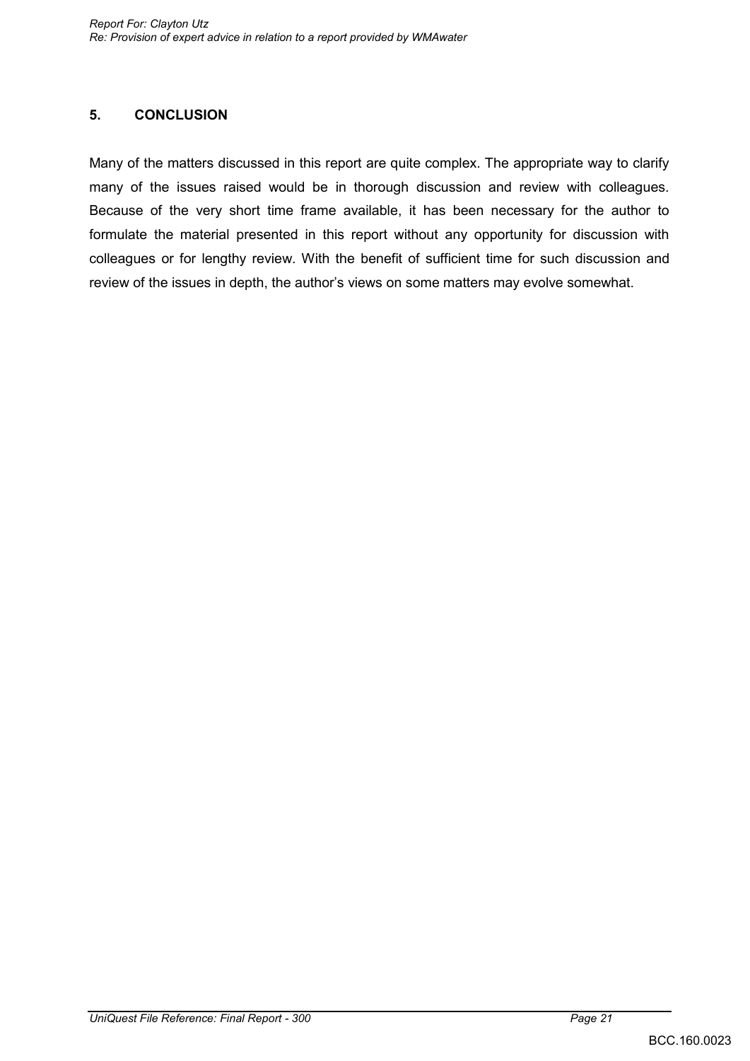## 5. CONCLUSION

Many of the matters discussed in this report are quite complex. The appropriate way to clarify many of the issues raised would be in thorough discussion and review with colleagues. Because of the very short time frame available, it has been necessary for the author to formulate the material presented in this report without any opportunity for discussion with colleagues or for lengthy review. With the benefit of sufficient time for such discussion and review of the issues in depth, the author's views on some matters may evolve somewhat.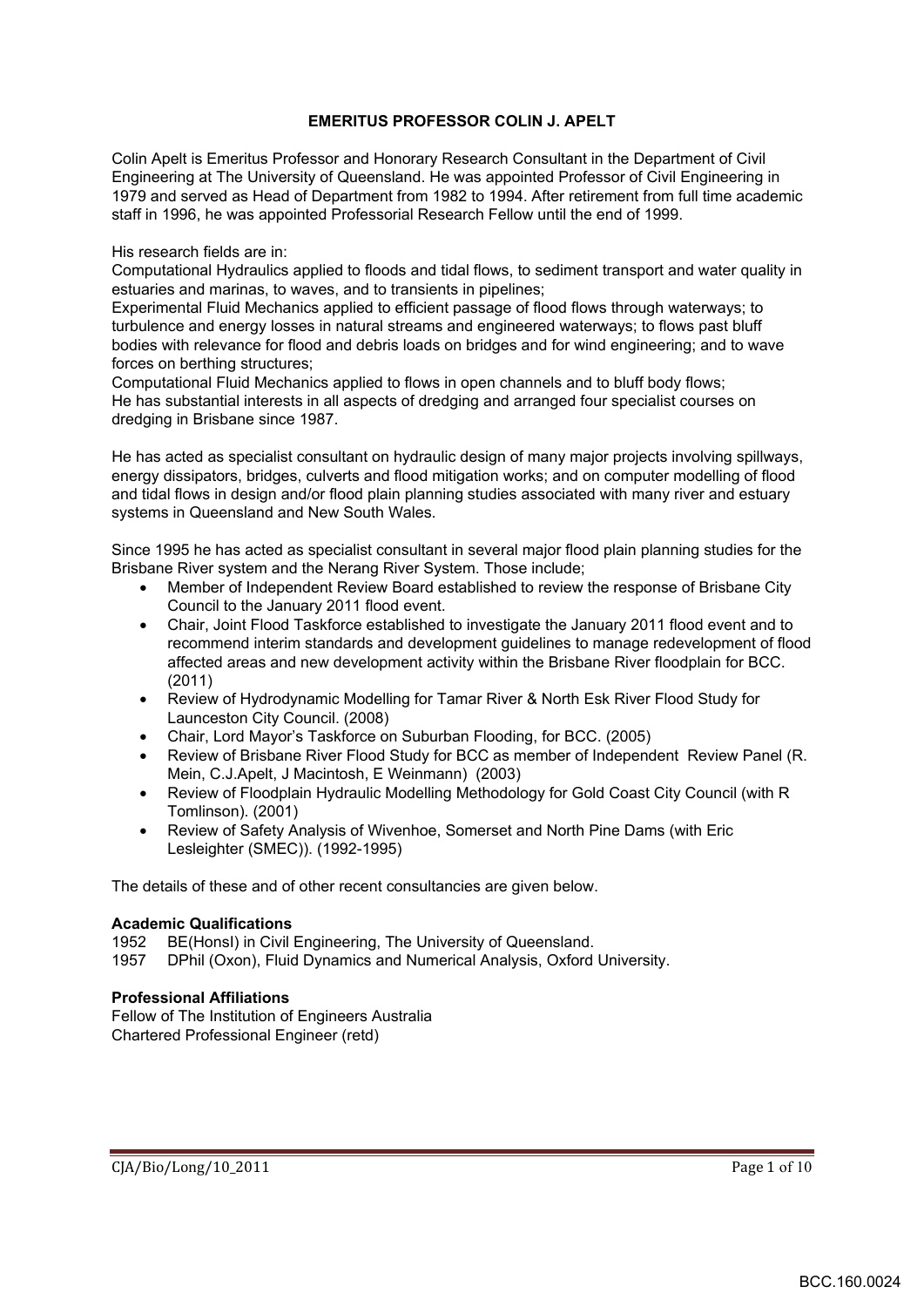# EMERITUS PROFESSOR COLIN J. APELT

Colin Apelt is Emeritus Professor and Honorary Research Consultant in the Department of Civil Engineering at The University of Queensland. He was appointed Professor of Civil Engineering in 1979 and served as Head of Department from 1982 to 1994. After retirement from full time academic staff in 1996, he was appointed Professorial Research Fellow until the end of 1999.

His research fields are in:
Computational Hydraulics applied to floods and tidal flows, to sediment transport and water quality in estuaries and marinas, to waves, and to transients in pipelines;
Experimental Fluid Mechanics applied to efficient passage of flood flows through waterways; to turbulence and energy losses in natural streams and engineered waterways; to flows past bluff bodies with relevance for flood and debris loads on bridges and for wind engineering; and to wave forces on berthing structures;
Computational Fluid Mechanics applied to flows in open channels and to bluff body flows;
He has substantial interests in all aspects of dredging and arranged four specialist courses on dredging in Brisbane since 1987.

He has acted as specialist consultant on hydraulic design of many major projects involving spillways, energy dissipators, bridges, culverts and flood mitigation works; and on computer modelling of flood and tidal flows in design and/or flood plain planning studies associated with many river and estuary systems in Queensland and New South Wales.

Since 1995 he has acted as specialist consultant in several major flood plain planning studies for the Brisbane River system and the Nerang River System. Those include;

- Member of Independent Review Board established to review the response of Brisbane City Council to the January 2011 flood event.
- Chair, Joint Flood Taskforce established to investigate the January 2011 flood event and to recommend interim standards and development guidelines to manage redevelopment of flood affected areas and new development activity within the Brisbane River floodplain for BCC. (2011)
- Review of Hydrodynamic Modelling for Tamar River & North Esk River Flood Study for Launceston City Council. (2008)
- Chair, Lord Mayor's Taskforce on Suburban Flooding, for BCC. (2005)
- Review of Brisbane River Flood Study for BCC as member of Independent Review Panel (R. Mein, C.J.Apelt, J Macintosh, E Weinmann) (2003)
- Review of Floodplain Hydraulic Modelling Methodology for Gold Coast City Council (with R Tomlinson). (2001)
- Review of Safety Analysis of Wivenhoe, Somerset and North Pine Dams (with Eric Lesleighter (SMEC)). (1992-1995)

The details of these and of other recent consultancies are given below.

**Academic Qualifications**
1952 BE(HonsI) in Civil Engineering, The University of Queensland.
1957 DPhil (Oxon), Fluid Dynamics and Numerical Analysis, Oxford University.

**Professional Affiliations**
Fellow of The Institution of Engineers Australia
Chartered Professional Engineer (retd)

CJA/Bio/Long/10_2011

BCC.160.0024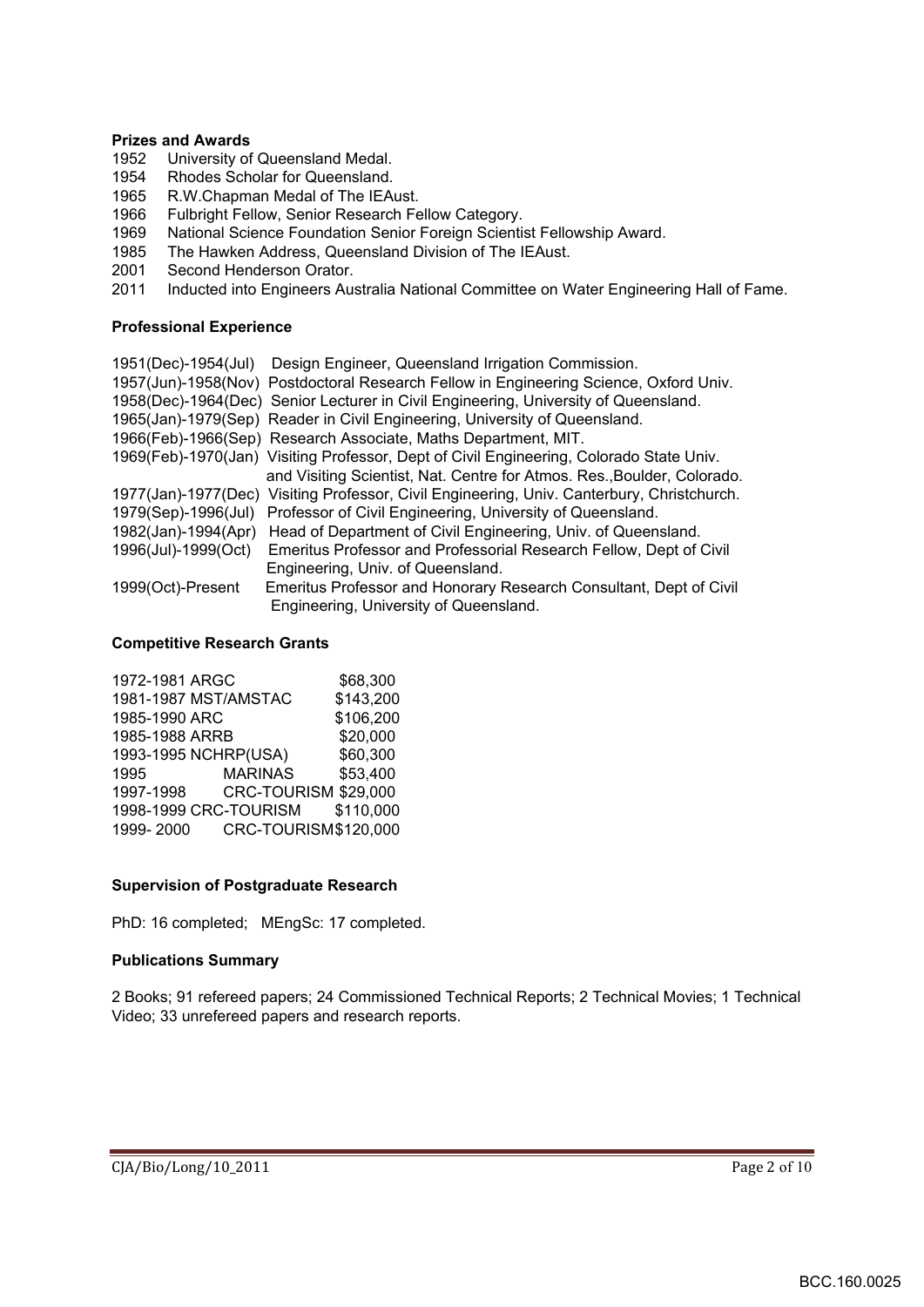**Prizes and Awards**

1952 University of Queensland Medal.
1954 Rhodes Scholar for Queensland.
1965 R.W.Chapman Medal of The IEAust.
1966 Fulbright Fellow, Senior Research Fellow Category.
1969 National Science Foundation Senior Foreign Scientist Fellowship Award.
1985 The Hawken Address, Queensland Division of The IEAust.
2001 Second Henderson Orator.
2011 Inducted into Engineers Australia National Committee on Water Engineering Hall of Fame.

**Professional Experience**

| | |
|---|---|
| 1951(Dec)-1954(Jul) | Design Engineer, Queensland Irrigation Commission. |
| 1957(Jun)-1958(Nov) | Postdoctoral Research Fellow in Engineering Science, Oxford Univ. |
| 1958(Dec)-1964(Dec) | Senior Lecturer in Civil Engineering, University of Queensland. |
| 1965(Jan)-1979(Sep) | Reader in Civil Engineering, University of Queensland. |
| 1966(Feb)-1966(Sep) | Research Associate, Maths Department, MIT. |
| 1969(Feb)-1970(Jan) | Visiting Professor, Dept of Civil Engineering, Colorado State Univ. and Visiting Scientist, Nat. Centre for Atmos. Res.,Boulder, Colorado. |
| 1977(Jan)-1977(Dec) | Visiting Professor, Civil Engineering, Univ. Canterbury, Christchurch. |
| 1979(Sep)-1996(Jul) | Professor of Civil Engineering, University of Queensland. |
| 1982(Jan)-1994(Apr) | Head of Department of Civil Engineering, Univ. of Queensland. |
| 1996(Jul)-1999(Oct) | Emeritus Professor and Professorial Research Fellow, Dept of Civil Engineering, Univ. of Queensland. |
| 1999(Oct)-Present | Emeritus Professor and Honorary Research Consultant, Dept of Civil Engineering, University of Queensland. |

**Competitive Research Grants**

| | | |
|---|---|---|
| 1972-1981 | ARGC | $68,300 |
| 1981-1987 | MST/AMSTAC | $143,200 |
| 1985-1990 | ARC | $106,200 |
| 1985-1988 | ARRB | $20,000 |
| 1993-1995 | NCHRP(USA) | $60,300 |
| 1995 | MARINAS | $53,400 |
| 1997-1998 | CRC-TOURISM | $29,000 |
| 1998-1999 | CRC-TOURISM | $110,000 |
| 1999- 2000 | CRC-TOURISM | $120,000 |

**Supervision of Postgraduate Research**

PhD: 16 completed; MEngSc: 17 completed.

**Publications Summary**

2 Books; 91 refereed papers; 24 Commissioned Technical Reports; 2 Technical Movies; 1 Technical Video; 33 unrefereed papers and research reports.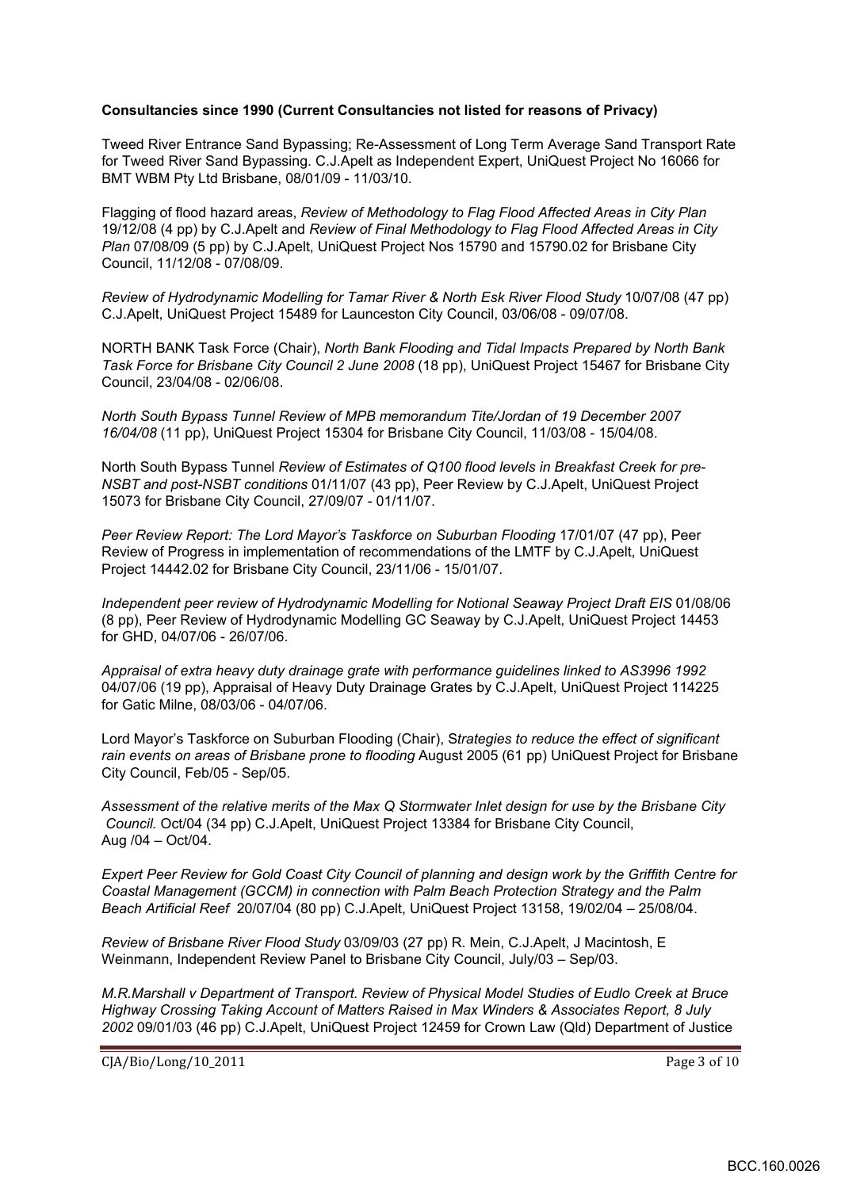**Consultancies since 1990 (Current Consultancies not listed for reasons of Privacy)**

Tweed River Entrance Sand Bypassing; Re-Assessment of Long Term Average Sand Transport Rate for Tweed River Sand Bypassing. C.J.Apelt as Independent Expert, UniQuest Project No 16066 for BMT WBM Pty Ltd Brisbane, 08/01/09 - 11/03/10.

Flagging of flood hazard areas, *Review of Methodology to Flag Flood Affected Areas in City Plan* 19/12/08 (4 pp) by C.J.Apelt and *Review of Final Methodology to Flag Flood Affected Areas in City Plan* 07/08/09 (5 pp) by C.J.Apelt, UniQuest Project Nos 15790 and 15790.02 for Brisbane City Council, 11/12/08 - 07/08/09.

*Review of Hydrodynamic Modelling for Tamar River & North Esk River Flood Study* 10/07/08 (47 pp) C.J.Apelt, UniQuest Project 15489 for Launceston City Council, 03/06/08 - 09/07/08.

NORTH BANK Task Force (Chair), *North Bank Flooding and Tidal Impacts Prepared by North Bank Task Force for Brisbane City Council 2 June 2008* (18 pp), UniQuest Project 15467 for Brisbane City Council, 23/04/08 - 02/06/08.

*North South Bypass Tunnel Review of MPB memorandum Tite/Jordan of 19 December 2007 16/04/08* (11 pp), UniQuest Project 15304 for Brisbane City Council, 11/03/08 - 15/04/08.

North South Bypass Tunnel *Review of Estimates of Q100 flood levels in Breakfast Creek for pre-NSBT and post-NSBT conditions* 01/11/07 (43 pp), Peer Review by C.J.Apelt, UniQuest Project 15073 for Brisbane City Council, 27/09/07 - 01/11/07.

*Peer Review Report: The Lord Mayor's Taskforce on Suburban Flooding* 17/01/07 (47 pp), Peer Review of Progress in implementation of recommendations of the LMTF by C.J.Apelt, UniQuest Project 14442.02 for Brisbane City Council, 23/11/06 - 15/01/07.

*Independent peer review of Hydrodynamic Modelling for Notional Seaway Project Draft EIS* 01/08/06 (8 pp), Peer Review of Hydrodynamic Modelling GC Seaway by C.J.Apelt, UniQuest Project 14453 for GHD, 04/07/06 - 26/07/06.

*Appraisal of extra heavy duty drainage grate with performance guidelines linked to AS3996 1992* 04/07/06 (19 pp), Appraisal of Heavy Duty Drainage Grates by C.J.Apelt, UniQuest Project 114225 for Gatic Milne, 08/03/06 - 04/07/06.

Lord Mayor's Taskforce on Suburban Flooding (Chair), S*trategies to reduce the effect of significant rain events on areas of Brisbane prone to flooding* August 2005 (61 pp) UniQuest Project for Brisbane City Council, Feb/05 - Sep/05.

*Assessment of the relative merits of the Max Q Stormwater Inlet design for use by the Brisbane City Council.* Oct/04 (34 pp) C.J.Apelt, UniQuest Project 13384 for Brisbane City Council, Aug /04 – Oct/04.

*Expert Peer Review for Gold Coast City Council of planning and design work by the Griffith Centre for Coastal Management (GCCM) in connection with Palm Beach Protection Strategy and the Palm Beach Artificial Reef* 20/07/04 (80 pp) C.J.Apelt, UniQuest Project 13158, 19/02/04 – 25/08/04.

*Review of Brisbane River Flood Study* 03/09/03 (27 pp) R. Mein, C.J.Apelt, J Macintosh, E Weinmann, Independent Review Panel to Brisbane City Council, July/03 – Sep/03.

*M.R.Marshall v Department of Transport. Review of Physical Model Studies of Eudlo Creek at Bruce Highway Crossing Taking Account of Matters Raised in Max Winders & Associates Report, 8 July 2002* 09/01/03 (46 pp) C.J.Apelt, UniQuest Project 12459 for Crown Law (Qld) Department of Justice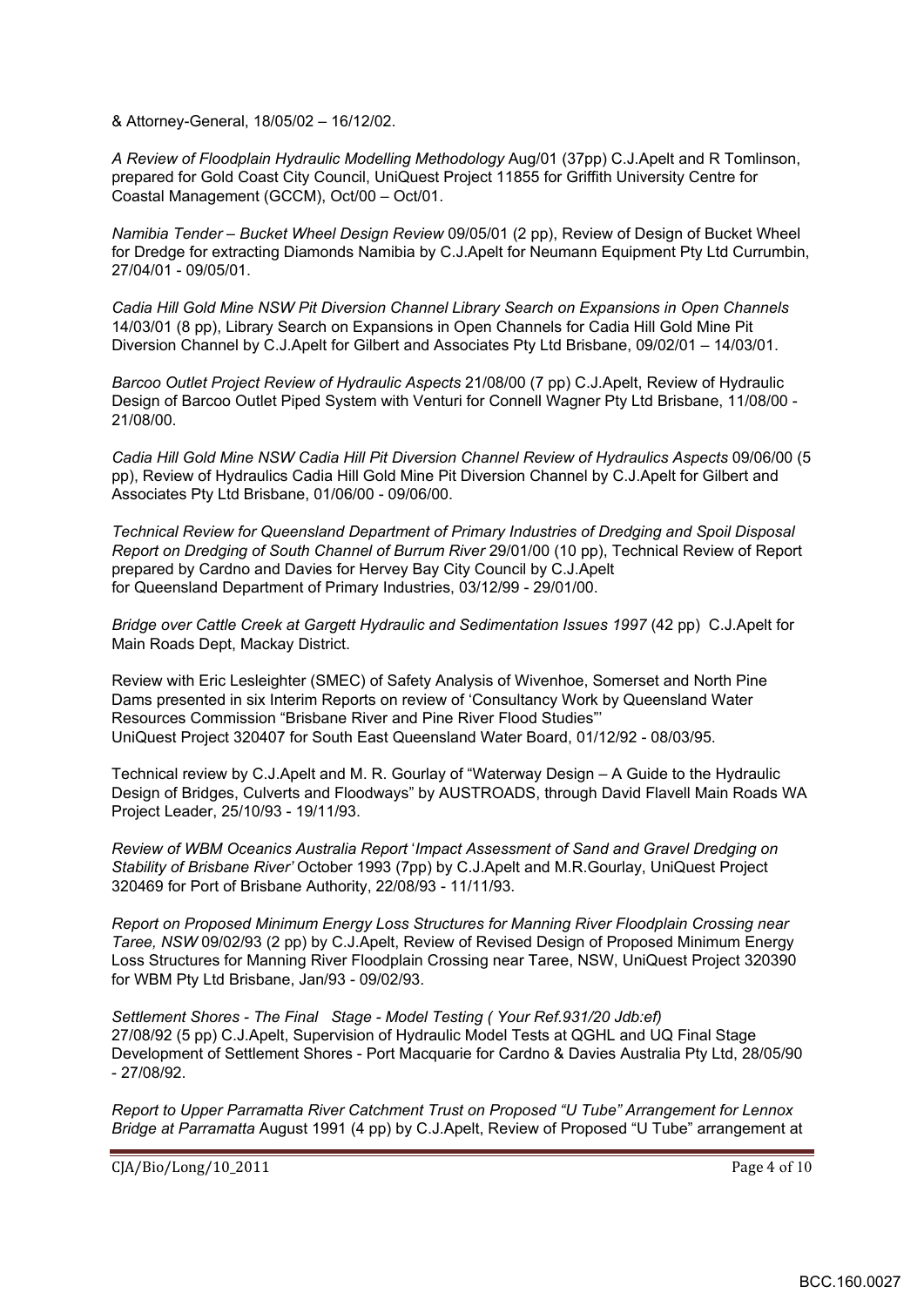& Attorney-General, 18/05/02 – 16/12/02.

*A Review of Floodplain Hydraulic Modelling Methodology* Aug/01 (37pp) C.J.Apelt and R Tomlinson, prepared for Gold Coast City Council, UniQuest Project 11855 for Griffith University Centre for Coastal Management (GCCM), Oct/00 – Oct/01.

*Namibia Tender – Bucket Wheel Design Review* 09/05/01 (2 pp), Review of Design of Bucket Wheel for Dredge for extracting Diamonds Namibia by C.J.Apelt for Neumann Equipment Pty Ltd Currumbin, 27/04/01 - 09/05/01.

*Cadia Hill Gold Mine NSW Pit Diversion Channel Library Search on Expansions in Open Channels* 14/03/01 (8 pp), Library Search on Expansions in Open Channels for Cadia Hill Gold Mine Pit Diversion Channel by C.J.Apelt for Gilbert and Associates Pty Ltd Brisbane, 09/02/01 – 14/03/01.

*Barcoo Outlet Project Review of Hydraulic Aspects* 21/08/00 (7 pp) C.J.Apelt, Review of Hydraulic Design of Barcoo Outlet Piped System with Venturi for Connell Wagner Pty Ltd Brisbane, 11/08/00 - 21/08/00.

*Cadia Hill Gold Mine NSW Cadia Hill Pit Diversion Channel Review of Hydraulics Aspects* 09/06/00 (5 pp), Review of Hydraulics Cadia Hill Gold Mine Pit Diversion Channel by C.J.Apelt for Gilbert and Associates Pty Ltd Brisbane, 01/06/00 - 09/06/00.

*Technical Review for Queensland Department of Primary Industries of Dredging and Spoil Disposal Report on Dredging of South Channel of Burrum River* 29/01/00 (10 pp), Technical Review of Report prepared by Cardno and Davies for Hervey Bay City Council by C.J.Apelt for Queensland Department of Primary Industries, 03/12/99 - 29/01/00.

*Bridge over Cattle Creek at Gargett Hydraulic and Sedimentation Issues 1997* (42 pp) C.J.Apelt for Main Roads Dept, Mackay District.

Review with Eric Lesleighter (SMEC) of Safety Analysis of Wivenhoe, Somerset and North Pine Dams presented in six Interim Reports on review of 'Consultancy Work by Queensland Water Resources Commission "Brisbane River and Pine River Flood Studies"' UniQuest Project 320407 for South East Queensland Water Board, 01/12/92 - 08/03/95.

Technical review by C.J.Apelt and M. R. Gourlay of "Waterway Design – A Guide to the Hydraulic Design of Bridges, Culverts and Floodways" by AUSTROADS, through David Flavell Main Roads WA Project Leader, 25/10/93 - 19/11/93.

*Review of WBM Oceanics Australia Report 'Impact Assessment of Sand and Gravel Dredging on Stability of Brisbane River'* October 1993 (7pp) by C.J.Apelt and M.R.Gourlay, UniQuest Project 320469 for Port of Brisbane Authority, 22/08/93 - 11/11/93.

*Report on Proposed Minimum Energy Loss Structures for Manning River Floodplain Crossing near Taree, NSW* 09/02/93 (2 pp) by C.J.Apelt, Review of Revised Design of Proposed Minimum Energy Loss Structures for Manning River Floodplain Crossing near Taree, NSW, UniQuest Project 320390 for WBM Pty Ltd Brisbane, Jan/93 - 09/02/93.

*Settlement Shores - The Final Stage - Model Testing ( Your Ref.931/20 Jdb:ef)* 27/08/92 (5 pp) C.J.Apelt, Supervision of Hydraulic Model Tests at QGHL and UQ Final Stage Development of Settlement Shores - Port Macquarie for Cardno & Davies Australia Pty Ltd, 28/05/90 - 27/08/92.

*Report to Upper Parramatta River Catchment Trust on Proposed "U Tube" Arrangement for Lennox Bridge at Parramatta* August 1991 (4 pp) by C.J.Apelt, Review of Proposed "U Tube" arrangement at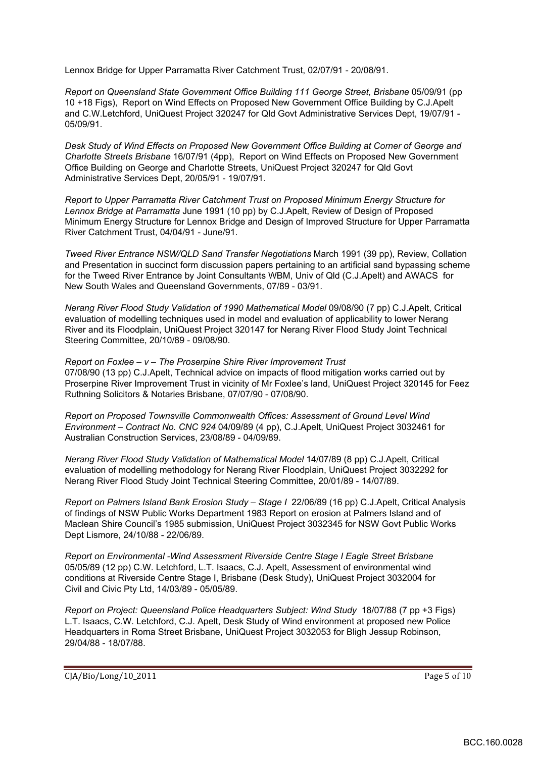Lennox Bridge for Upper Parramatta River Catchment Trust, 02/07/91 - 20/08/91.

*Report on Queensland State Government Office Building 111 George Street, Brisbane* 05/09/91 (pp 10 +18 Figs), Report on Wind Effects on Proposed New Government Office Building by C.J.Apelt and C.W.Letchford, UniQuest Project 320247 for Qld Govt Administrative Services Dept, 19/07/91 - 05/09/91.

*Desk Study of Wind Effects on Proposed New Government Office Building at Corner of George and Charlotte Streets Brisbane* 16/07/91 (4pp), Report on Wind Effects on Proposed New Government Office Building on George and Charlotte Streets, UniQuest Project 320247 for Qld Govt Administrative Services Dept, 20/05/91 - 19/07/91.

*Report to Upper Parramatta River Catchment Trust on Proposed Minimum Energy Structure for Lennox Bridge at Parramatta* June 1991 (10 pp) by C.J.Apelt, Review of Design of Proposed Minimum Energy Structure for Lennox Bridge and Design of Improved Structure for Upper Parramatta River Catchment Trust, 04/04/91 - June/91.

*Tweed River Entrance NSW/QLD Sand Transfer Negotiations* March 1991 (39 pp), Review, Collation and Presentation in succinct form discussion papers pertaining to an artificial sand bypassing scheme for the Tweed River Entrance by Joint Consultants WBM, Univ of Qld (C.J.Apelt) and AWACS for New South Wales and Queensland Governments, 07/89 - 03/91.

*Nerang River Flood Study Validation of 1990 Mathematical Model* 09/08/90 (7 pp) C.J.Apelt, Critical evaluation of modelling techniques used in model and evaluation of applicability to lower Nerang River and its Floodplain, UniQuest Project 320147 for Nerang River Flood Study Joint Technical Steering Committee, 20/10/89 - 09/08/90.

*Report on Foxlee – v – The Proserpine Shire River Improvement Trust*
07/08/90 (13 pp) C.J.Apelt, Technical advice on impacts of flood mitigation works carried out by Proserpine River Improvement Trust in vicinity of Mr Foxlee's land, UniQuest Project 320145 for Feez Ruthning Solicitors & Notaries Brisbane, 07/07/90 - 07/08/90.

*Report on Proposed Townsville Commonwealth Offices: Assessment of Ground Level Wind Environment – Contract No. CNC 924* 04/09/89 (4 pp), C.J.Apelt, UniQuest Project 3032461 for Australian Construction Services, 23/08/89 - 04/09/89.

*Nerang River Flood Study Validation of Mathematical Model* 14/07/89 (8 pp) C.J.Apelt, Critical evaluation of modelling methodology for Nerang River Floodplain, UniQuest Project 3032292 for Nerang River Flood Study Joint Technical Steering Committee, 20/01/89 - 14/07/89.

*Report on Palmers Island Bank Erosion Study – Stage I* 22/06/89 (16 pp) C.J.Apelt, Critical Analysis of findings of NSW Public Works Department 1983 Report on erosion at Palmers Island and of Maclean Shire Council's 1985 submission, UniQuest Project 3032345 for NSW Govt Public Works Dept Lismore, 24/10/88 - 22/06/89.

*Report on Environmental -Wind Assessment Riverside Centre Stage I Eagle Street Brisbane* 05/05/89 (12 pp) C.W. Letchford, L.T. Isaacs, C.J. Apelt, Assessment of environmental wind conditions at Riverside Centre Stage I, Brisbane (Desk Study), UniQuest Project 3032004 for Civil and Civic Pty Ltd, 14/03/89 - 05/05/89.

*Report on Project: Queensland Police Headquarters Subject: Wind Study* 18/07/88 (7 pp +3 Figs) L.T. Isaacs, C.W. Letchford, C.J. Apelt, Desk Study of Wind environment at proposed new Police Headquarters in Roma Street Brisbane, UniQuest Project 3032053 for Bligh Jessup Robinson, 29/04/88 - 18/07/88.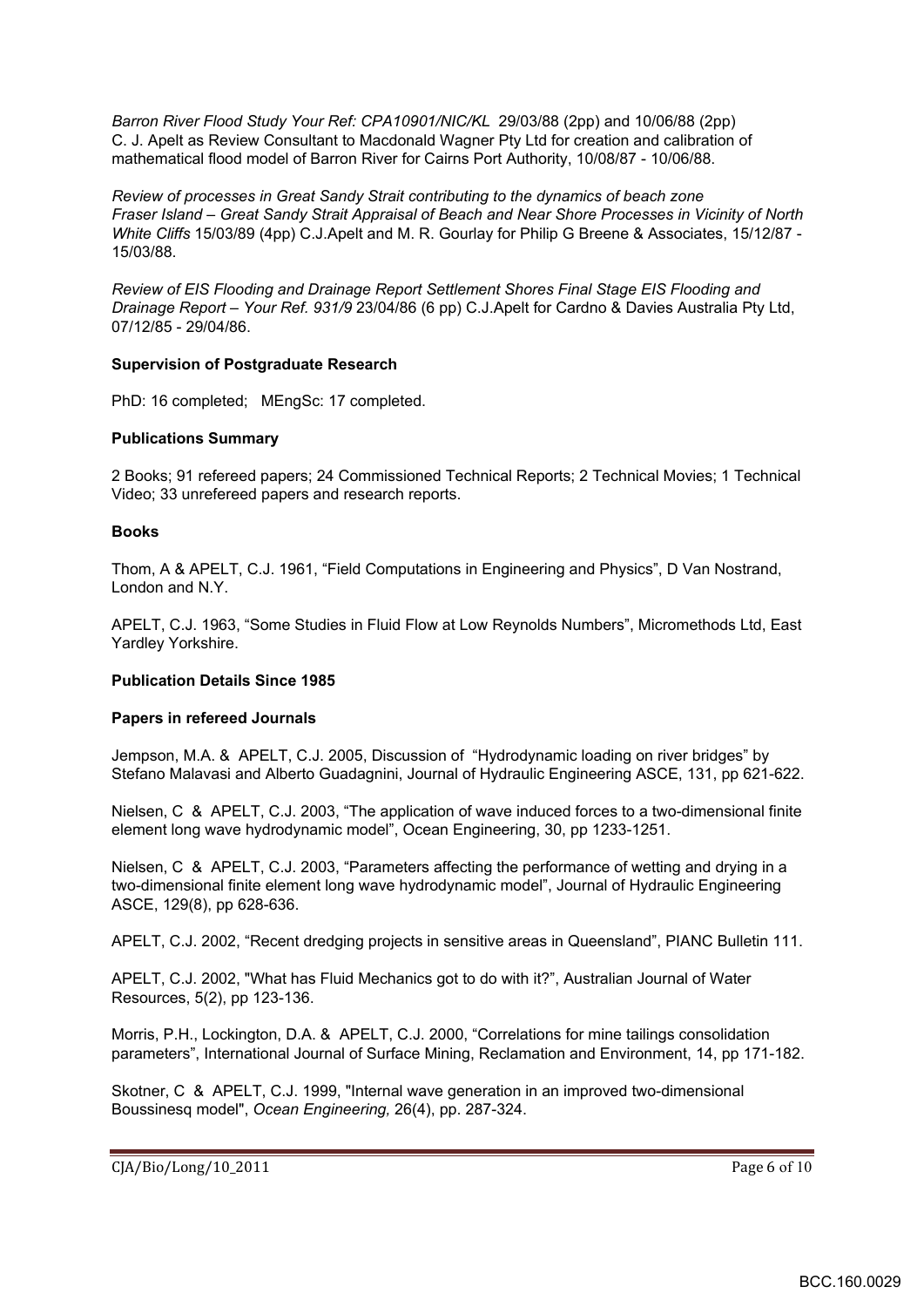*Barron River Flood Study Your Ref: CPA10901/NIC/KL* 29/03/88 (2pp) and 10/06/88 (2pp) C. J. Apelt as Review Consultant to Macdonald Wagner Pty Ltd for creation and calibration of mathematical flood model of Barron River for Cairns Port Authority, 10/08/87 - 10/06/88.

*Review of processes in Great Sandy Strait contributing to the dynamics of beach zone Fraser Island – Great Sandy Strait Appraisal of Beach and Near Shore Processes in Vicinity of North White Cliffs* 15/03/89 (4pp) C.J.Apelt and M. R. Gourlay for Philip G Breene & Associates, 15/12/87 - 15/03/88.

*Review of EIS Flooding and Drainage Report Settlement Shores Final Stage EIS Flooding and Drainage Report – Your Ref. 931/9* 23/04/86 (6 pp) C.J.Apelt for Cardno & Davies Australia Pty Ltd, 07/12/85 - 29/04/86.

**Supervision of Postgraduate Research**

PhD: 16 completed;   MEngSc: 17 completed.

**Publications Summary**

2 Books; 91 refereed papers; 24 Commissioned Technical Reports; 2 Technical Movies; 1 Technical Video; 33 unrefereed papers and research reports.

**Books**

Thom, A & APELT, C.J. 1961, "Field Computations in Engineering and Physics", D Van Nostrand, London and N.Y.

APELT, C.J. 1963, "Some Studies in Fluid Flow at Low Reynolds Numbers", Micromethods Ltd, East Yardley Yorkshire.

**Publication Details Since 1985**

**Papers in refereed Journals**

Jempson, M.A. & APELT, C.J. 2005, Discussion of "Hydrodynamic loading on river bridges" by Stefano Malavasi and Alberto Guadagnini, Journal of Hydraulic Engineering ASCE, 131, pp 621-622.

Nielsen, C & APELT, C.J. 2003, "The application of wave induced forces to a two-dimensional finite element long wave hydrodynamic model", Ocean Engineering, 30, pp 1233-1251.

Nielsen, C & APELT, C.J. 2003, "Parameters affecting the performance of wetting and drying in a two-dimensional finite element long wave hydrodynamic model", Journal of Hydraulic Engineering ASCE, 129(8), pp 628-636.

APELT, C.J. 2002, "Recent dredging projects in sensitive areas in Queensland", PIANC Bulletin 111.

APELT, C.J. 2002, "What has Fluid Mechanics got to do with it?", Australian Journal of Water Resources, 5(2), pp 123-136.

Morris, P.H., Lockington, D.A. & APELT, C.J. 2000, "Correlations for mine tailings consolidation parameters", International Journal of Surface Mining, Reclamation and Environment, 14, pp 171-182.

Skotner, C & APELT, C.J. 1999, "Internal wave generation in an improved two-dimensional Boussinesq model", *Ocean Engineering,* 26(4), pp. 287-324.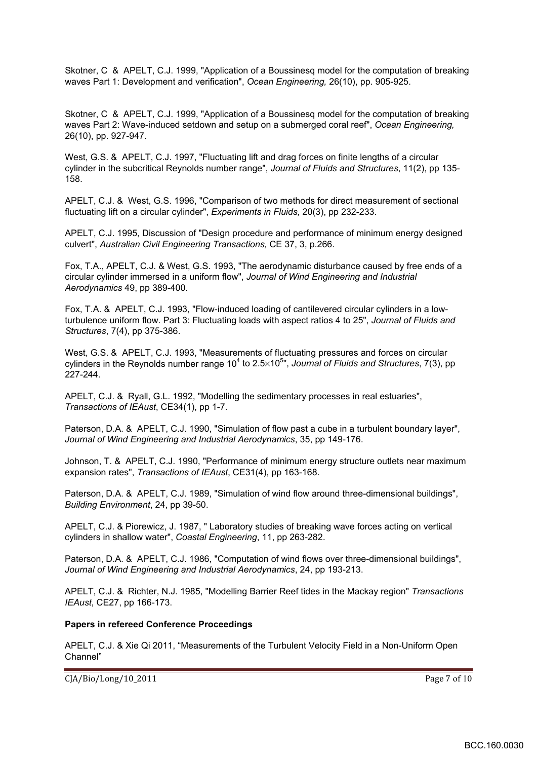Skotner, C & APELT, C.J. 1999, "Application of a Boussinesq model for the computation of breaking waves Part 1: Development and verification", *Ocean Engineering,* 26(10), pp. 905-925.

Skotner, C & APELT, C.J. 1999, "Application of a Boussinesq model for the computation of breaking waves Part 2: Wave-induced setdown and setup on a submerged coral reef", *Ocean Engineering,* 26(10), pp. 927-947.

West, G.S. & APELT, C.J. 1997, "Fluctuating lift and drag forces on finite lengths of a circular cylinder in the subcritical Reynolds number range", *Journal of Fluids and Structures*, 11(2), pp 135-158.

APELT, C.J. & West, G.S. 1996, "Comparison of two methods for direct measurement of sectional fluctuating lift on a circular cylinder", *Experiments in Fluids,* 20(3), pp 232-233.

APELT, C.J. 1995, Discussion of "Design procedure and performance of minimum energy designed culvert", *Australian Civil Engineering Transactions,* CE 37, 3, p.266.

Fox, T.A., APELT, C.J. & West, G.S. 1993, "The aerodynamic disturbance caused by free ends of a circular cylinder immersed in a uniform flow", *Journal of Wind Engineering and Industrial Aerodynamics* 49, pp 389-400.

Fox, T.A. & APELT, C.J. 1993, "Flow-induced loading of cantilevered circular cylinders in a low-turbulence uniform flow. Part 3: Fluctuating loads with aspect ratios 4 to 25", *Journal of Fluids and Structures*, 7(4), pp 375-386.

West, G.S. & APELT, C.J. 1993, "Measurements of fluctuating pressures and forces on circular cylinders in the Reynolds number range $10^4$ to $2.5\times10^5$", *Journal of Fluids and Structures*, 7(3), pp 227-244.

APELT, C.J. & Ryall, G.L. 1992, "Modelling the sedimentary processes in real estuaries", *Transactions of IEAust*, CE34(1), pp 1-7.

Paterson, D.A. & APELT, C.J. 1990, "Simulation of flow past a cube in a turbulent boundary layer", *Journal of Wind Engineering and Industrial Aerodynamics*, 35, pp 149-176.

Johnson, T. & APELT, C.J. 1990, "Performance of minimum energy structure outlets near maximum expansion rates", *Transactions of IEAust*, CE31(4), pp 163-168.

Paterson, D.A. & APELT, C.J. 1989, "Simulation of wind flow around three-dimensional buildings", *Building Environment*, 24, pp 39-50.

APELT, C.J. & Piorewicz, J. 1987, " Laboratory studies of breaking wave forces acting on vertical cylinders in shallow water", *Coastal Engineering*, 11, pp 263-282.

Paterson, D.A. & APELT, C.J. 1986, "Computation of wind flows over three-dimensional buildings", *Journal of Wind Engineering and Industrial Aerodynamics*, 24, pp 193-213.

APELT, C.J. & Richter, N.J. 1985, "Modelling Barrier Reef tides in the Mackay region" *Transactions IEAust*, CE27, pp 166-173.

**Papers in refereed Conference Proceedings**

APELT, C.J. & Xie Qi 2011, "Measurements of the Turbulent Velocity Field in a Non-Uniform Open Channel"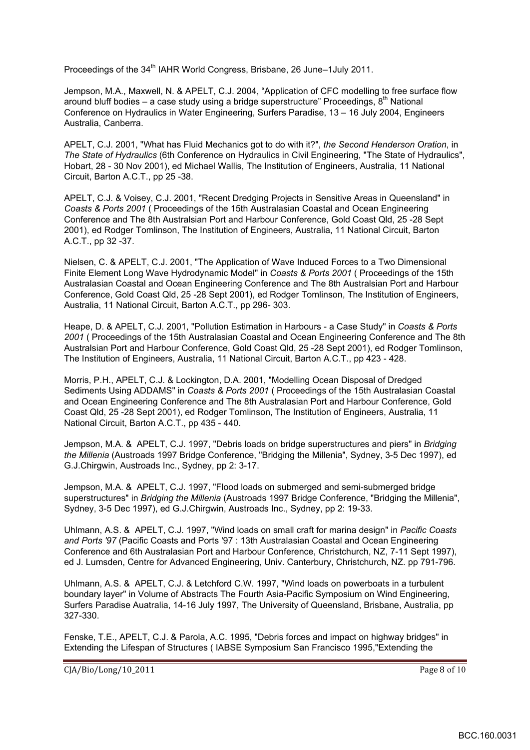Proceedings of the 34th IAHR World Congress, Brisbane, 26 June–1July 2011.

Jempson, M.A., Maxwell, N. & APELT, C.J. 2004, "Application of CFC modelling to free surface flow around bluff bodies – a case study using a bridge superstructure" Proceedings, 8th National Conference on Hydraulics in Water Engineering, Surfers Paradise, 13 – 16 July 2004, Engineers Australia, Canberra.

APELT, C.J. 2001, "What has Fluid Mechanics got to do with it?", *the Second Henderson Oration*, in *The State of Hydraulics* (6th Conference on Hydraulics in Civil Engineering, "The State of Hydraulics", Hobart, 28 - 30 Nov 2001), ed Michael Wallis, The Institution of Engineers, Australia, 11 National Circuit, Barton A.C.T., pp 25 -38.

APELT, C.J. & Voisey, C.J. 2001, "Recent Dredging Projects in Sensitive Areas in Queensland" in *Coasts & Ports 2001* ( Proceedings of the 15th Australasian Coastal and Ocean Engineering Conference and The 8th Australsian Port and Harbour Conference, Gold Coast Qld, 25 -28 Sept 2001), ed Rodger Tomlinson, The Institution of Engineers, Australia, 11 National Circuit, Barton A.C.T., pp 32 -37.

Nielsen, C. & APELT, C.J. 2001, "The Application of Wave Induced Forces to a Two Dimensional Finite Element Long Wave Hydrodynamic Model" in *Coasts & Ports 2001* ( Proceedings of the 15th Australasian Coastal and Ocean Engineering Conference and The 8th Australsian Port and Harbour Conference, Gold Coast Qld, 25 -28 Sept 2001), ed Rodger Tomlinson, The Institution of Engineers, Australia, 11 National Circuit, Barton A.C.T., pp 296- 303.

Heape, D. & APELT, C.J. 2001, "Pollution Estimation in Harbours - a Case Study" in *Coasts & Ports 2001* ( Proceedings of the 15th Australasian Coastal and Ocean Engineering Conference and The 8th Australsian Port and Harbour Conference, Gold Coast Qld, 25 -28 Sept 2001), ed Rodger Tomlinson, The Institution of Engineers, Australia, 11 National Circuit, Barton A.C.T., pp 423 - 428.

Morris, P.H., APELT, C.J. & Lockington, D.A. 2001, "Modelling Ocean Disposal of Dredged Sediments Using ADDAMS" in *Coasts & Ports 2001* ( Proceedings of the 15th Australasian Coastal and Ocean Engineering Conference and The 8th Australasian Port and Harbour Conference, Gold Coast Qld, 25 -28 Sept 2001), ed Rodger Tomlinson, The Institution of Engineers, Australia, 11 National Circuit, Barton A.C.T., pp 435 - 440.

Jempson, M.A. & APELT, C.J. 1997, "Debris loads on bridge superstructures and piers" in *Bridging the Millenia* (Austroads 1997 Bridge Conference, "Bridging the Millenia", Sydney, 3-5 Dec 1997), ed G.J.Chirgwin, Austroads Inc., Sydney, pp 2: 3-17.

Jempson, M.A. & APELT, C.J. 1997, "Flood loads on submerged and semi-submerged bridge superstructures" in *Bridging the Millenia* (Austroads 1997 Bridge Conference, "Bridging the Millenia", Sydney, 3-5 Dec 1997), ed G.J.Chirgwin, Austroads Inc., Sydney, pp 2: 19-33.

Uhlmann, A.S. & APELT, C.J. 1997, "Wind loads on small craft for marina design" in *Pacific Coasts and Ports '97* (Pacific Coasts and Ports '97 : 13th Australasian Coastal and Ocean Engineering Conference and 6th Australasian Port and Harbour Conference, Christchurch, NZ, 7-11 Sept 1997), ed J. Lumsden, Centre for Advanced Engineering, Univ. Canterbury, Christchurch, NZ. pp 791-796.

Uhlmann, A.S. & APELT, C.J. & Letchford C.W. 1997, "Wind loads on powerboats in a turbulent boundary layer" in Volume of Abstracts The Fourth Asia-Pacific Symposium on Wind Engineering, Surfers Paradise Auatralia, 14-16 July 1997, The University of Queensland, Brisbane, Australia, pp 327-330.

Fenske, T.E., APELT, C.J. & Parola, A.C. 1995, "Debris forces and impact on highway bridges" in Extending the Lifespan of Structures ( IABSE Symposium San Francisco 1995,"Extending the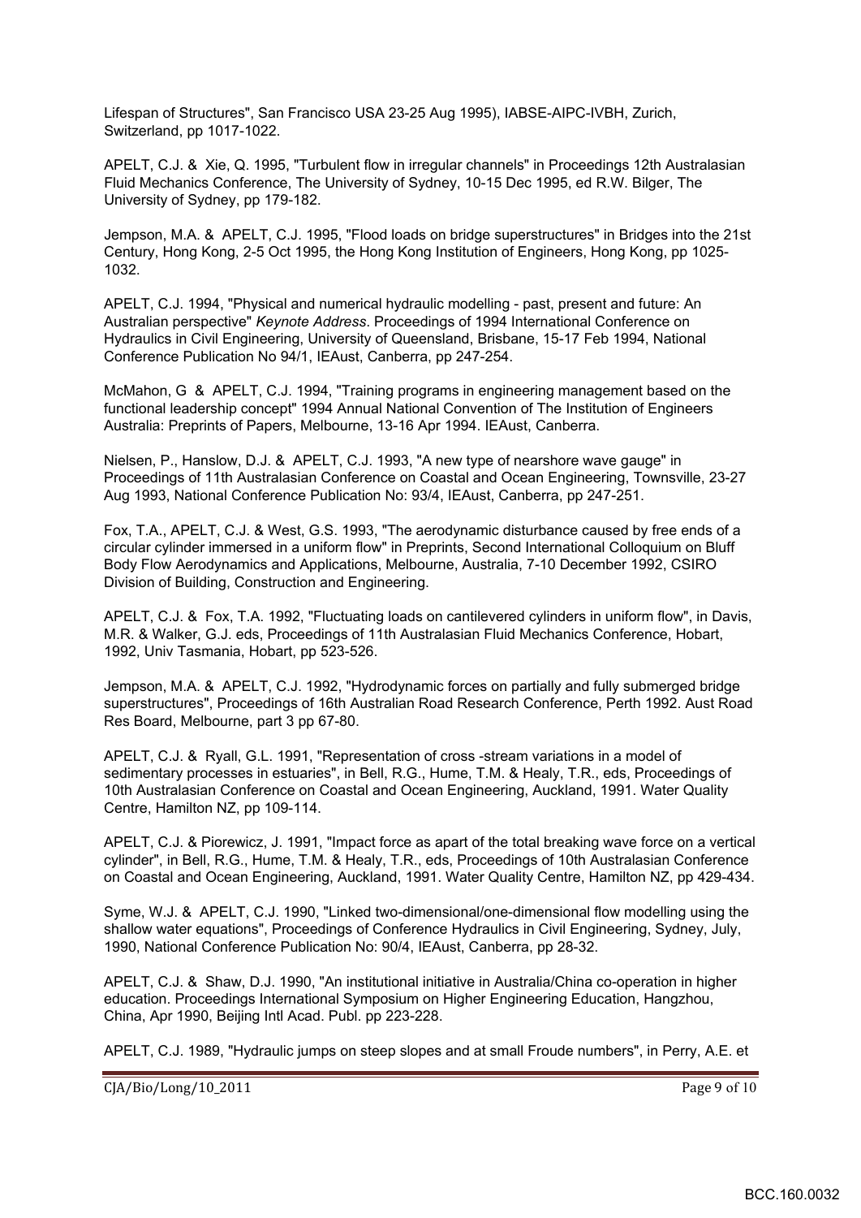Lifespan of Structures", San Francisco USA 23-25 Aug 1995), IABSE-AIPC-IVBH, Zurich, Switzerland, pp 1017-1022.

APELT, C.J. & Xie, Q. 1995, "Turbulent flow in irregular channels" in Proceedings 12th Australasian Fluid Mechanics Conference, The University of Sydney, 10-15 Dec 1995, ed R.W. Bilger, The University of Sydney, pp 179-182.

Jempson, M.A. & APELT, C.J. 1995, "Flood loads on bridge superstructures" in Bridges into the 21st Century, Hong Kong, 2-5 Oct 1995, the Hong Kong Institution of Engineers, Hong Kong, pp 1025-1032.

APELT, C.J. 1994, "Physical and numerical hydraulic modelling - past, present and future: An Australian perspective" *Keynote Address*. Proceedings of 1994 International Conference on Hydraulics in Civil Engineering, University of Queensland, Brisbane, 15-17 Feb 1994, National Conference Publication No 94/1, IEAust, Canberra, pp 247-254.

McMahon, G & APELT, C.J. 1994, "Training programs in engineering management based on the functional leadership concept" 1994 Annual National Convention of The Institution of Engineers Australia: Preprints of Papers, Melbourne, 13-16 Apr 1994. IEAust, Canberra.

Nielsen, P., Hanslow, D.J. & APELT, C.J. 1993, "A new type of nearshore wave gauge" in Proceedings of 11th Australasian Conference on Coastal and Ocean Engineering, Townsville, 23-27 Aug 1993, National Conference Publication No: 93/4, IEAust, Canberra, pp 247-251.

Fox, T.A., APELT, C.J. & West, G.S. 1993, "The aerodynamic disturbance caused by free ends of a circular cylinder immersed in a uniform flow" in Preprints, Second International Colloquium on Bluff Body Flow Aerodynamics and Applications, Melbourne, Australia, 7-10 December 1992, CSIRO Division of Building, Construction and Engineering.

APELT, C.J. & Fox, T.A. 1992, "Fluctuating loads on cantilevered cylinders in uniform flow", in Davis, M.R. & Walker, G.J. eds, Proceedings of 11th Australasian Fluid Mechanics Conference, Hobart, 1992, Univ Tasmania, Hobart, pp 523-526.

Jempson, M.A. & APELT, C.J. 1992, "Hydrodynamic forces on partially and fully submerged bridge superstructures", Proceedings of 16th Australian Road Research Conference, Perth 1992. Aust Road Res Board, Melbourne, part 3 pp 67-80.

APELT, C.J. & Ryall, G.L. 1991, "Representation of cross -stream variations in a model of sedimentary processes in estuaries", in Bell, R.G., Hume, T.M. & Healy, T.R., eds, Proceedings of 10th Australasian Conference on Coastal and Ocean Engineering, Auckland, 1991. Water Quality Centre, Hamilton NZ, pp 109-114.

APELT, C.J. & Piorewicz, J. 1991, "Impact force as apart of the total breaking wave force on a vertical cylinder", in Bell, R.G., Hume, T.M. & Healy, T.R., eds, Proceedings of 10th Australasian Conference on Coastal and Ocean Engineering, Auckland, 1991. Water Quality Centre, Hamilton NZ, pp 429-434.

Syme, W.J. & APELT, C.J. 1990, "Linked two-dimensional/one-dimensional flow modelling using the shallow water equations", Proceedings of Conference Hydraulics in Civil Engineering, Sydney, July, 1990, National Conference Publication No: 90/4, IEAust, Canberra, pp 28-32.

APELT, C.J. & Shaw, D.J. 1990, "An institutional initiative in Australia/China co-operation in higher education. Proceedings International Symposium on Higher Engineering Education, Hangzhou, China, Apr 1990, Beijing Intl Acad. Publ. pp 223-228.

APELT, C.J. 1989, "Hydraulic jumps on steep slopes and at small Froude numbers", in Perry, A.E. et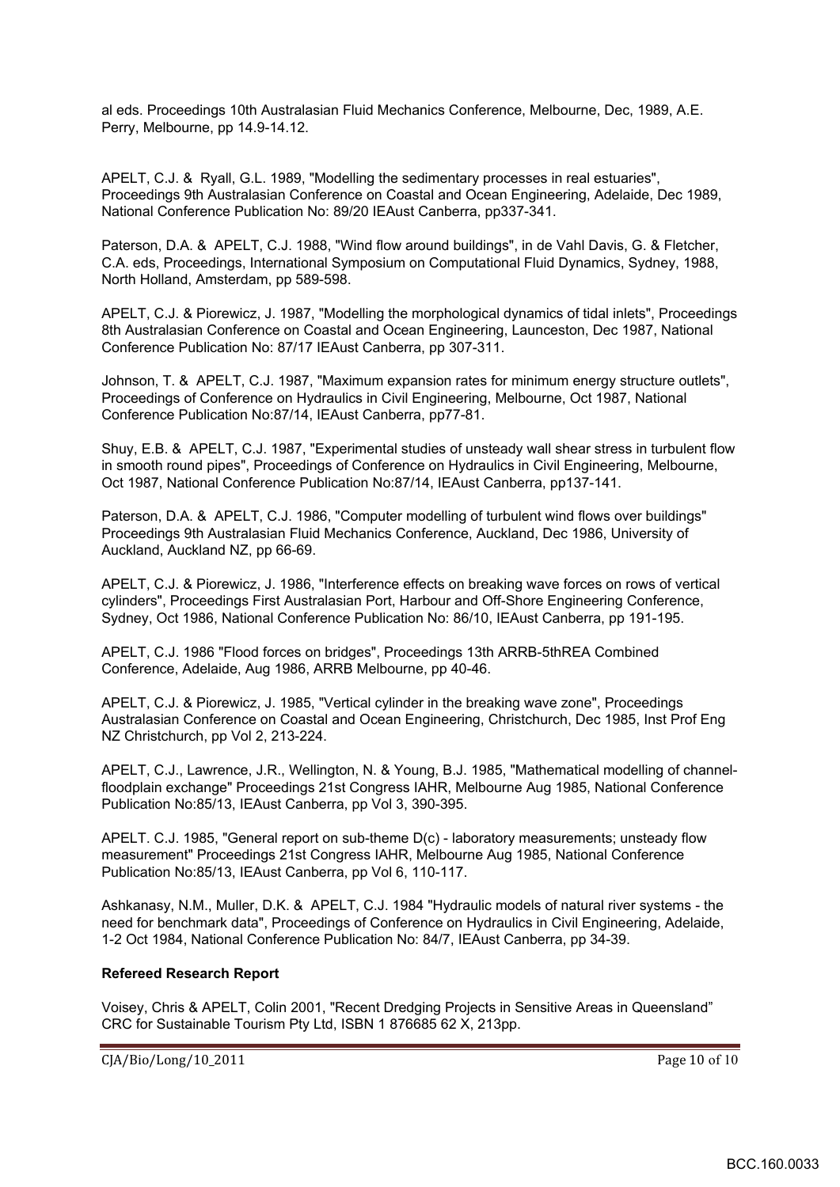al eds. Proceedings 10th Australasian Fluid Mechanics Conference, Melbourne, Dec, 1989, A.E. Perry, Melbourne, pp 14.9-14.12.

APELT, C.J. & Ryall, G.L. 1989, "Modelling the sedimentary processes in real estuaries", Proceedings 9th Australasian Conference on Coastal and Ocean Engineering, Adelaide, Dec 1989, National Conference Publication No: 89/20 IEAust Canberra, pp337-341.

Paterson, D.A. & APELT, C.J. 1988, "Wind flow around buildings", in de Vahl Davis, G. & Fletcher, C.A. eds, Proceedings, International Symposium on Computational Fluid Dynamics, Sydney, 1988, North Holland, Amsterdam, pp 589-598.

APELT, C.J. & Piorewicz, J. 1987, "Modelling the morphological dynamics of tidal inlets", Proceedings 8th Australasian Conference on Coastal and Ocean Engineering, Launceston, Dec 1987, National Conference Publication No: 87/17 IEAust Canberra, pp 307-311.

Johnson, T. & APELT, C.J. 1987, "Maximum expansion rates for minimum energy structure outlets", Proceedings of Conference on Hydraulics in Civil Engineering, Melbourne, Oct 1987, National Conference Publication No:87/14, IEAust Canberra, pp77-81.

Shuy, E.B. & APELT, C.J. 1987, "Experimental studies of unsteady wall shear stress in turbulent flow in smooth round pipes", Proceedings of Conference on Hydraulics in Civil Engineering, Melbourne, Oct 1987, National Conference Publication No:87/14, IEAust Canberra, pp137-141.

Paterson, D.A. & APELT, C.J. 1986, "Computer modelling of turbulent wind flows over buildings" Proceedings 9th Australasian Fluid Mechanics Conference, Auckland, Dec 1986, University of Auckland, Auckland NZ, pp 66-69.

APELT, C.J. & Piorewicz, J. 1986, "Interference effects on breaking wave forces on rows of vertical cylinders", Proceedings First Australasian Port, Harbour and Off-Shore Engineering Conference, Sydney, Oct 1986, National Conference Publication No: 86/10, IEAust Canberra, pp 191-195.

APELT, C.J. 1986 "Flood forces on bridges", Proceedings 13th ARRB-5thREA Combined Conference, Adelaide, Aug 1986, ARRB Melbourne, pp 40-46.

APELT, C.J. & Piorewicz, J. 1985, "Vertical cylinder in the breaking wave zone", Proceedings Australasian Conference on Coastal and Ocean Engineering, Christchurch, Dec 1985, Inst Prof Eng NZ Christchurch, pp Vol 2, 213-224.

APELT, C.J., Lawrence, J.R., Wellington, N. & Young, B.J. 1985, "Mathematical modelling of channel-floodplain exchange" Proceedings 21st Congress IAHR, Melbourne Aug 1985, National Conference Publication No:85/13, IEAust Canberra, pp Vol 3, 390-395.

APELT. C.J. 1985, "General report on sub-theme D(c) - laboratory measurements; unsteady flow measurement" Proceedings 21st Congress IAHR, Melbourne Aug 1985, National Conference Publication No:85/13, IEAust Canberra, pp Vol 6, 110-117.

Ashkanasy, N.M., Muller, D.K. & APELT, C.J. 1984 "Hydraulic models of natural river systems - the need for benchmark data", Proceedings of Conference on Hydraulics in Civil Engineering, Adelaide, 1-2 Oct 1984, National Conference Publication No: 84/7, IEAust Canberra, pp 34-39.

**Refereed Research Report**

Voisey, Chris & APELT, Colin 2001, "Recent Dredging Projects in Sensitive Areas in Queensland" CRC for Sustainable Tourism Pty Ltd, ISBN 1 876685 62 X, 213pp.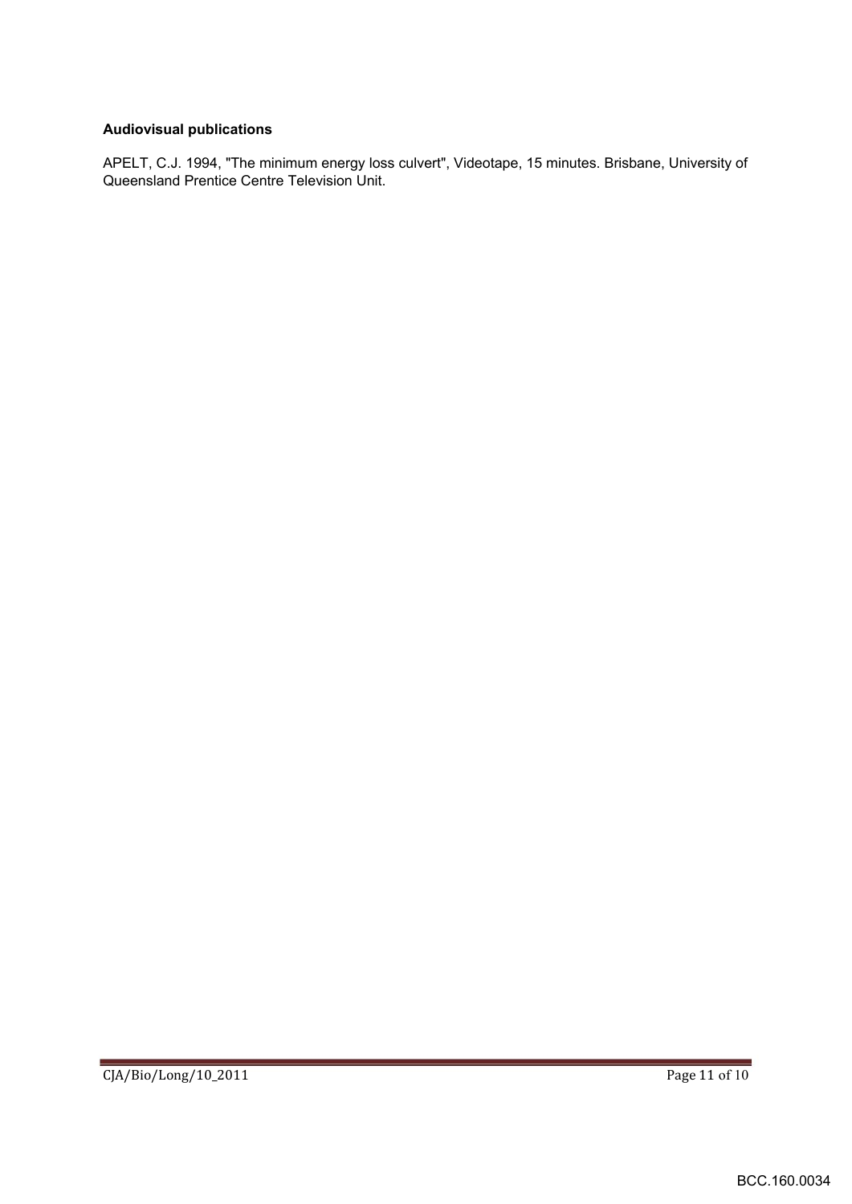**Audiovisual publications**

APELT, C.J. 1994, "The minimum energy loss culvert", Videotape, 15 minutes. Brisbane, University of Queensland Prentice Centre Television Unit.